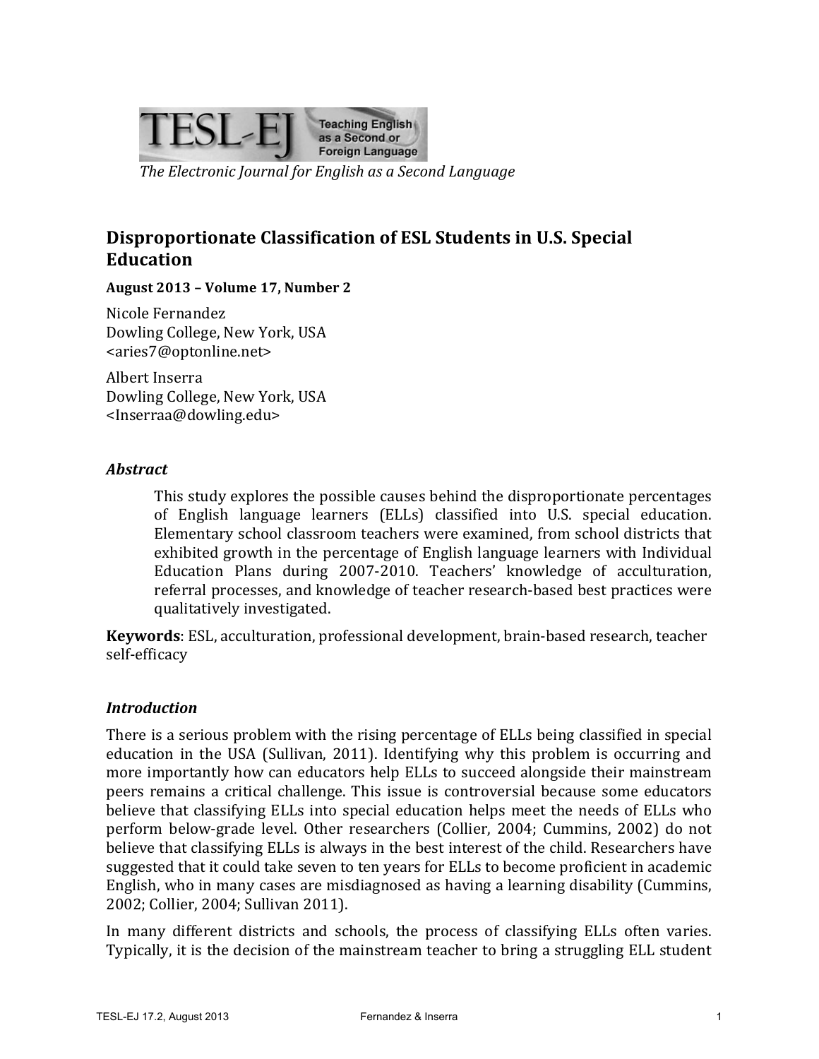TESL-EJ Teaching English as a Second or Foreign Language

*The Electronic Journal for English as a Second Language*

# Disproportionate Classification of ESL Students in U.S. Special Education

**August 2013 – Volume 17, Number 2**

Nicole Fernandez
Dowling College, New York, USA
<aries7@optonline.net>

Albert Inserra
Dowling College, New York, USA
<Inserraa@dowling.edu>

### *Abstract*

This study explores the possible causes behind the disproportionate percentages of English language learners (ELLs) classified into U.S. special education. Elementary school classroom teachers were examined, from school districts that exhibited growth in the percentage of English language learners with Individual Education Plans during 2007-2010. Teachers' knowledge of acculturation, referral processes, and knowledge of teacher research-based best practices were qualitatively investigated.

**Keywords**: ESL, acculturation, professional development, brain-based research, teacher self-efficacy

### *Introduction*

There is a serious problem with the rising percentage of ELLs being classified in special education in the USA (Sullivan, 2011). Identifying why this problem is occurring and more importantly how can educators help ELLs to succeed alongside their mainstream peers remains a critical challenge. This issue is controversial because some educators believe that classifying ELLs into special education helps meet the needs of ELLs who perform below-grade level. Other researchers (Collier, 2004; Cummins, 2002) do not believe that classifying ELLs is always in the best interest of the child. Researchers have suggested that it could take seven to ten years for ELLs to become proficient in academic English, who in many cases are misdiagnosed as having a learning disability (Cummins, 2002; Collier, 2004; Sullivan 2011).

In many different districts and schools, the process of classifying ELLs often varies. Typically, it is the decision of the mainstream teacher to bring a struggling ELL student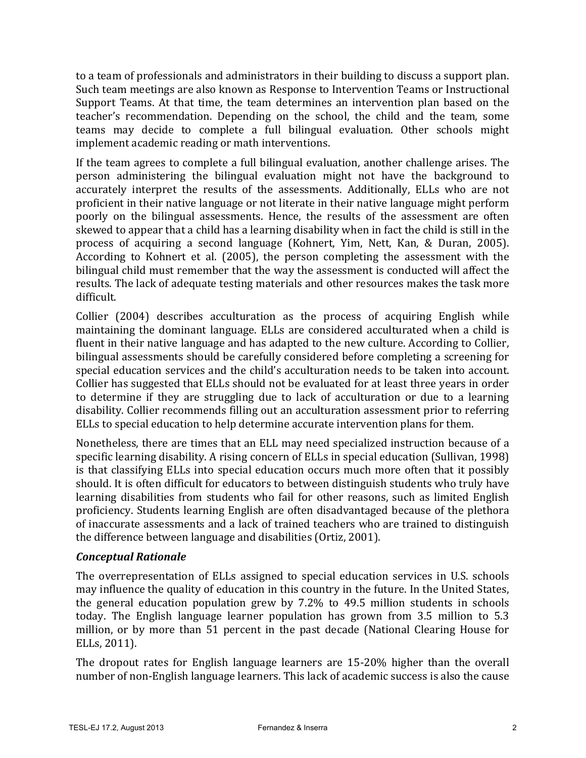to a team of professionals and administrators in their building to discuss a support plan. Such team meetings are also known as Response to Intervention Teams or Instructional Support Teams. At that time, the team determines an intervention plan based on the teacher's recommendation. Depending on the school, the child and the team, some teams may decide to complete a full bilingual evaluation. Other schools might implement academic reading or math interventions.

If the team agrees to complete a full bilingual evaluation, another challenge arises. The person administering the bilingual evaluation might not have the background to accurately interpret the results of the assessments. Additionally, ELLs who are not proficient in their native language or not literate in their native language might perform poorly on the bilingual assessments. Hence, the results of the assessment are often skewed to appear that a child has a learning disability when in fact the child is still in the process of acquiring a second language (Kohnert, Yim, Nett, Kan, & Duran, 2005). According to Kohnert et al. (2005), the person completing the assessment with the bilingual child must remember that the way the assessment is conducted will affect the results. The lack of adequate testing materials and other resources makes the task more difficult.

Collier (2004) describes acculturation as the process of acquiring English while maintaining the dominant language. ELLs are considered acculturated when a child is fluent in their native language and has adapted to the new culture. According to Collier, bilingual assessments should be carefully considered before completing a screening for special education services and the child's acculturation needs to be taken into account. Collier has suggested that ELLs should not be evaluated for at least three years in order to determine if they are struggling due to lack of acculturation or due to a learning disability. Collier recommends filling out an acculturation assessment prior to referring ELLs to special education to help determine accurate intervention plans for them.

Nonetheless, there are times that an ELL may need specialized instruction because of a specific learning disability. A rising concern of ELLs in special education (Sullivan, 1998) is that classifying ELLs into special education occurs much more often that it possibly should. It is often difficult for educators to between distinguish students who truly have learning disabilities from students who fail for other reasons, such as limited English proficiency. Students learning English are often disadvantaged because of the plethora of inaccurate assessments and a lack of trained teachers who are trained to distinguish the difference between language and disabilities (Ortiz, 2001).

### *Conceptual Rationale*

The overrepresentation of ELLs assigned to special education services in U.S. schools may influence the quality of education in this country in the future. In the United States, the general education population grew by 7.2% to 49.5 million students in schools today. The English language learner population has grown from 3.5 million to 5.3 million, or by more than 51 percent in the past decade (National Clearing House for ELLs, 2011).

The dropout rates for English language learners are 15-20% higher than the overall number of non-English language learners. This lack of academic success is also the cause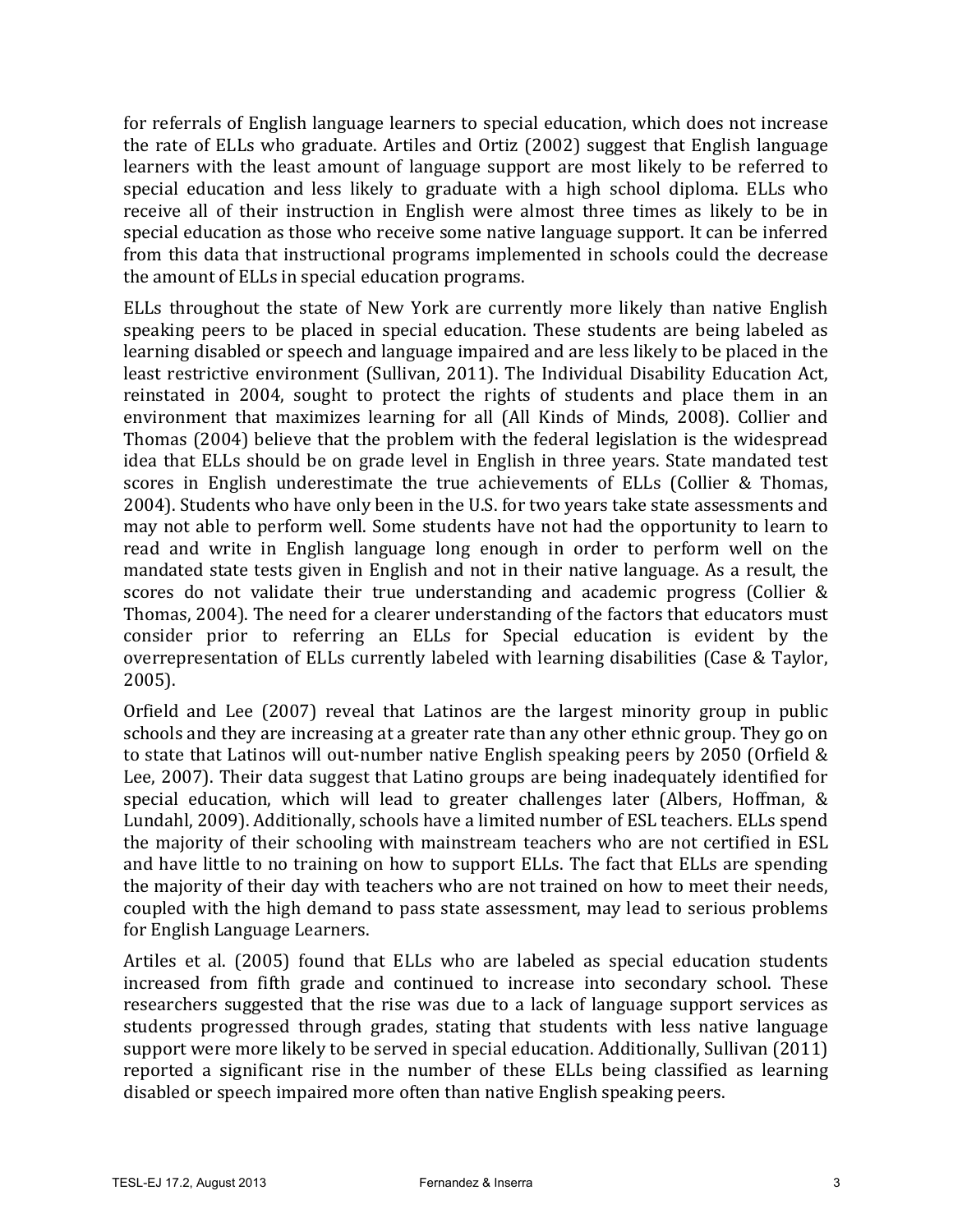for referrals of English language learners to special education, which does not increase the rate of ELLs who graduate. Artiles and Ortiz (2002) suggest that English language learners with the least amount of language support are most likely to be referred to special education and less likely to graduate with a high school diploma. ELLs who receive all of their instruction in English were almost three times as likely to be in special education as those who receive some native language support. It can be inferred from this data that instructional programs implemented in schools could the decrease the amount of ELLs in special education programs.

ELLs throughout the state of New York are currently more likely than native English speaking peers to be placed in special education. These students are being labeled as learning disabled or speech and language impaired and are less likely to be placed in the least restrictive environment (Sullivan, 2011). The Individual Disability Education Act, reinstated in 2004, sought to protect the rights of students and place them in an environment that maximizes learning for all (All Kinds of Minds, 2008). Collier and Thomas (2004) believe that the problem with the federal legislation is the widespread idea that ELLs should be on grade level in English in three years. State mandated test scores in English underestimate the true achievements of ELLs (Collier & Thomas, 2004). Students who have only been in the U.S. for two years take state assessments and may not able to perform well. Some students have not had the opportunity to learn to read and write in English language long enough in order to perform well on the mandated state tests given in English and not in their native language. As a result, the scores do not validate their true understanding and academic progress (Collier & Thomas, 2004). The need for a clearer understanding of the factors that educators must consider prior to referring an ELLs for Special education is evident by the overrepresentation of ELLs currently labeled with learning disabilities (Case & Taylor, 2005).

Orfield and Lee (2007) reveal that Latinos are the largest minority group in public schools and they are increasing at a greater rate than any other ethnic group. They go on to state that Latinos will out-number native English speaking peers by 2050 (Orfield & Lee, 2007). Their data suggest that Latino groups are being inadequately identified for special education, which will lead to greater challenges later (Albers, Hoffman, & Lundahl, 2009). Additionally, schools have a limited number of ESL teachers. ELLs spend the majority of their schooling with mainstream teachers who are not certified in ESL and have little to no training on how to support ELLs. The fact that ELLs are spending the majority of their day with teachers who are not trained on how to meet their needs, coupled with the high demand to pass state assessment, may lead to serious problems for English Language Learners.

Artiles et al. (2005) found that ELLs who are labeled as special education students increased from fifth grade and continued to increase into secondary school. These researchers suggested that the rise was due to a lack of language support services as students progressed through grades, stating that students with less native language support were more likely to be served in special education. Additionally, Sullivan (2011) reported a significant rise in the number of these ELLs being classified as learning disabled or speech impaired more often than native English speaking peers.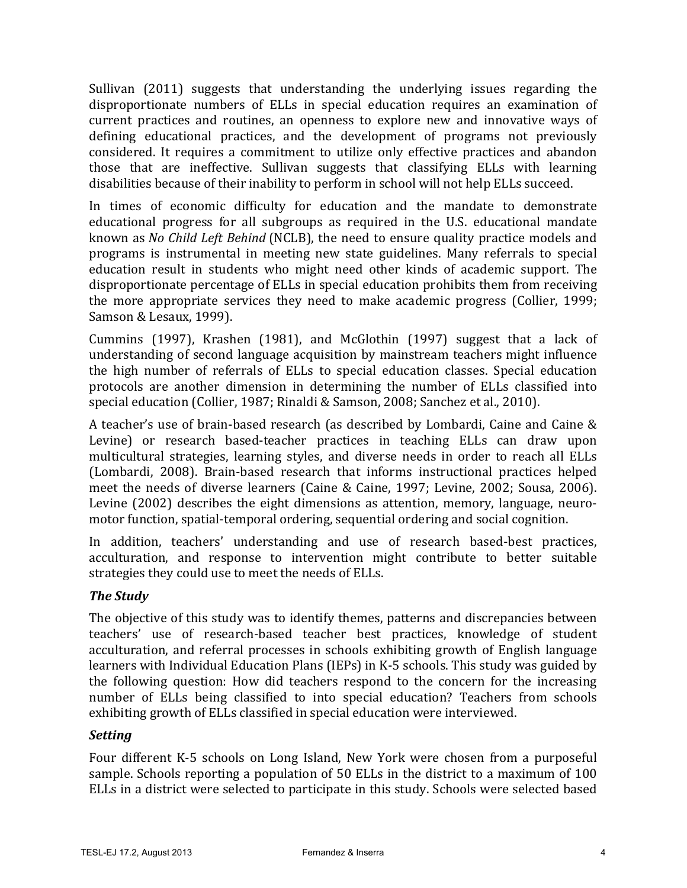Sullivan (2011) suggests that understanding the underlying issues regarding the disproportionate numbers of ELLs in special education requires an examination of current practices and routines, an openness to explore new and innovative ways of defining educational practices, and the development of programs not previously considered. It requires a commitment to utilize only effective practices and abandon those that are ineffective. Sullivan suggests that classifying ELLs with learning disabilities because of their inability to perform in school will not help ELLs succeed.

In times of economic difficulty for education and the mandate to demonstrate educational progress for all subgroups as required in the U.S. educational mandate known as *No Child Left Behind* (NCLB), the need to ensure quality practice models and programs is instrumental in meeting new state guidelines. Many referrals to special education result in students who might need other kinds of academic support. The disproportionate percentage of ELLs in special education prohibits them from receiving the more appropriate services they need to make academic progress (Collier, 1999; Samson & Lesaux, 1999).

Cummins (1997), Krashen (1981), and McGlothin (1997) suggest that a lack of understanding of second language acquisition by mainstream teachers might influence the high number of referrals of ELLs to special education classes. Special education protocols are another dimension in determining the number of ELLs classified into special education (Collier, 1987; Rinaldi & Samson, 2008; Sanchez et al., 2010).

A teacher's use of brain-based research (as described by Lombardi, Caine and Caine & Levine) or research based-teacher practices in teaching ELLs can draw upon multicultural strategies, learning styles, and diverse needs in order to reach all ELLs (Lombardi, 2008). Brain-based research that informs instructional practices helped meet the needs of diverse learners (Caine & Caine, 1997; Levine, 2002; Sousa, 2006). Levine (2002) describes the eight dimensions as attention, memory, language, neuro-motor function, spatial-temporal ordering, sequential ordering and social cognition.

In addition, teachers' understanding and use of research based-best practices, acculturation, and response to intervention might contribute to better suitable strategies they could use to meet the needs of ELLs.

### *The Study*

The objective of this study was to identify themes, patterns and discrepancies between teachers' use of research-based teacher best practices, knowledge of student acculturation, and referral processes in schools exhibiting growth of English language learners with Individual Education Plans (IEPs) in K-5 schools. This study was guided by the following question: How did teachers respond to the concern for the increasing number of ELLs being classified to into special education? Teachers from schools exhibiting growth of ELLs classified in special education were interviewed.

### *Setting*

Four different K-5 schools on Long Island, New York were chosen from a purposeful sample. Schools reporting a population of 50 ELLs in the district to a maximum of 100 ELLs in a district were selected to participate in this study. Schools were selected based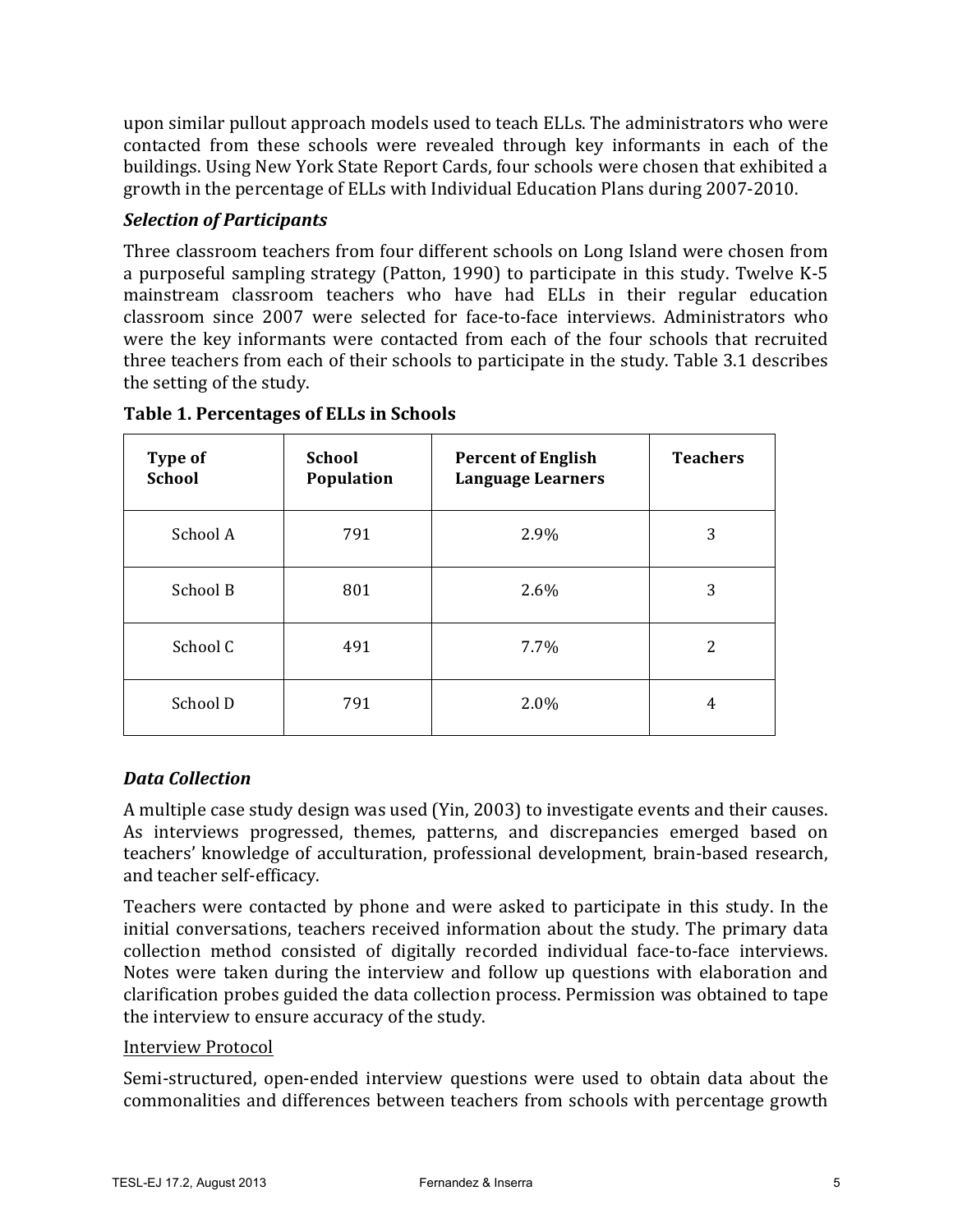upon similar pullout approach models used to teach ELLs. The administrators who were contacted from these schools were revealed through key informants in each of the buildings. Using New York State Report Cards, four schools were chosen that exhibited a growth in the percentage of ELLs with Individual Education Plans during 2007-2010.

### *Selection of Participants*

Three classroom teachers from four different schools on Long Island were chosen from a purposeful sampling strategy (Patton, 1990) to participate in this study. Twelve K-5 mainstream classroom teachers who have had ELLs in their regular education classroom since 2007 were selected for face-to-face interviews. Administrators who were the key informants were contacted from each of the four schools that recruited three teachers from each of their schools to participate in the study. Table 3.1 describes the setting of the study.

**Table 1. Percentages of ELLs in Schools**

| Type of School | School Population | Percent of English Language Learners | Teachers |
|---|---|---|---|
| School A | 791 | 2.9% | 3 |
| School B | 801 | 2.6% | 3 |
| School C | 491 | 7.7% | 2 |
| School D | 791 | 2.0% | 4 |

### *Data Collection*

A multiple case study design was used (Yin, 2003) to investigate events and their causes. As interviews progressed, themes, patterns, and discrepancies emerged based on teachers' knowledge of acculturation, professional development, brain-based research, and teacher self-efficacy.

Teachers were contacted by phone and were asked to participate in this study. In the initial conversations, teachers received information about the study. The primary data collection method consisted of digitally recorded individual face-to-face interviews. Notes were taken during the interview and follow up questions with elaboration and clarification probes guided the data collection process. Permission was obtained to tape the interview to ensure accuracy of the study.

<u>Interview Protocol</u>

Semi-structured, open-ended interview questions were used to obtain data about the commonalities and differences between teachers from schools with percentage growth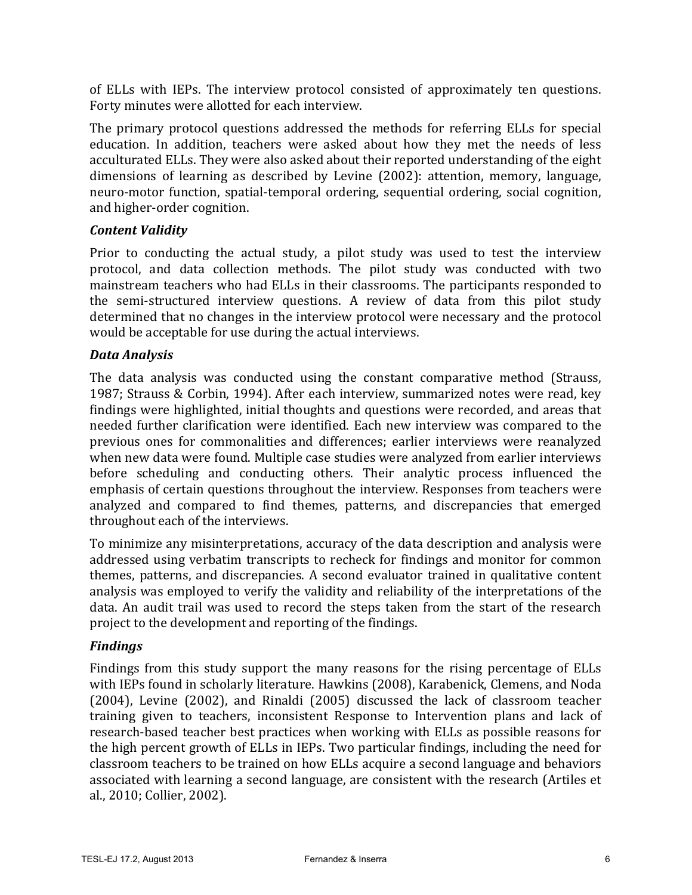of ELLs with IEPs. The interview protocol consisted of approximately ten questions. Forty minutes were allotted for each interview.

The primary protocol questions addressed the methods for referring ELLs for special education. In addition, teachers were asked about how they met the needs of less acculturated ELLs. They were also asked about their reported understanding of the eight dimensions of learning as described by Levine (2002): attention, memory, language, neuro-motor function, spatial-temporal ordering, sequential ordering, social cognition, and higher-order cognition.

### *Content Validity*

Prior to conducting the actual study, a pilot study was used to test the interview protocol, and data collection methods. The pilot study was conducted with two mainstream teachers who had ELLs in their classrooms. The participants responded to the semi-structured interview questions. A review of data from this pilot study determined that no changes in the interview protocol were necessary and the protocol would be acceptable for use during the actual interviews.

### *Data Analysis*

The data analysis was conducted using the constant comparative method (Strauss, 1987; Strauss & Corbin, 1994). After each interview, summarized notes were read, key findings were highlighted, initial thoughts and questions were recorded, and areas that needed further clarification were identified. Each new interview was compared to the previous ones for commonalities and differences; earlier interviews were reanalyzed when new data were found. Multiple case studies were analyzed from earlier interviews before scheduling and conducting others. Their analytic process influenced the emphasis of certain questions throughout the interview. Responses from teachers were analyzed and compared to find themes, patterns, and discrepancies that emerged throughout each of the interviews.

To minimize any misinterpretations, accuracy of the data description and analysis were addressed using verbatim transcripts to recheck for findings and monitor for common themes, patterns, and discrepancies. A second evaluator trained in qualitative content analysis was employed to verify the validity and reliability of the interpretations of the data. An audit trail was used to record the steps taken from the start of the research project to the development and reporting of the findings.

### *Findings*

Findings from this study support the many reasons for the rising percentage of ELLs with IEPs found in scholarly literature. Hawkins (2008), Karabenick, Clemens, and Noda (2004), Levine (2002), and Rinaldi (2005) discussed the lack of classroom teacher training given to teachers, inconsistent Response to Intervention plans and lack of research-based teacher best practices when working with ELLs as possible reasons for the high percent growth of ELLs in IEPs. Two particular findings, including the need for classroom teachers to be trained on how ELLs acquire a second language and behaviors associated with learning a second language, are consistent with the research (Artiles et al., 2010; Collier, 2002).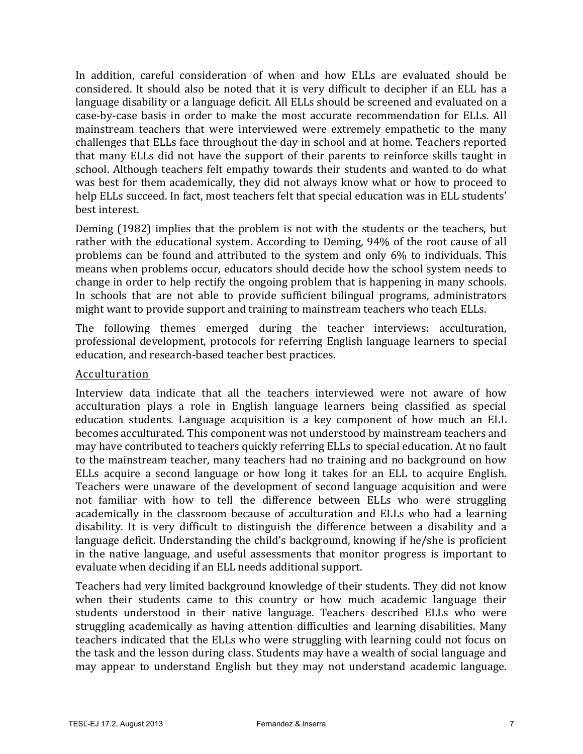In addition, careful consideration of when and how ELLs are evaluated should be considered. It should also be noted that it is very difficult to decipher if an ELL has a language disability or a language deficit. All ELLs should be screened and evaluated on a case-by-case basis in order to make the most accurate recommendation for ELLs. All mainstream teachers that were interviewed were extremely empathetic to the many challenges that ELLs face throughout the day in school and at home. Teachers reported that many ELLs did not have the support of their parents to reinforce skills taught in school. Although teachers felt empathy towards their students and wanted to do what was best for them academically, they did not always know what or how to proceed to help ELLs succeed. In fact, most teachers felt that special education was in ELL students' best interest.

Deming (1982) implies that the problem is not with the students or the teachers, but rather with the educational system. According to Deming, 94% of the root cause of all problems can be found and attributed to the system and only 6% to individuals. This means when problems occur, educators should decide how the school system needs to change in order to help rectify the ongoing problem that is happening in many schools. In schools that are not able to provide sufficient bilingual programs, administrators might want to provide support and training to mainstream teachers who teach ELLs.

The following themes emerged during the teacher interviews: acculturation, professional development, protocols for referring English language learners to special education, and research-based teacher best practices.

### Acculturation

Interview data indicate that all the teachers interviewed were not aware of how acculturation plays a role in English language learners being classified as special education students. Language acquisition is a key component of how much an ELL becomes acculturated. This component was not understood by mainstream teachers and may have contributed to teachers quickly referring ELLs to special education. At no fault to the mainstream teacher, many teachers had no training and no background on how ELLs acquire a second language or how long it takes for an ELL to acquire English. Teachers were unaware of the development of second language acquisition and were not familiar with how to tell the difference between ELLs who were struggling academically in the classroom because of acculturation and ELLs who had a learning disability. It is very difficult to distinguish the difference between a disability and a language deficit. Understanding the child's background, knowing if he/she is proficient in the native language, and useful assessments that monitor progress is important to evaluate when deciding if an ELL needs additional support.

Teachers had very limited background knowledge of their students. They did not know when their students came to this country or how much academic language their students understood in their native language. Teachers described ELLs who were struggling academically as having attention difficulties and learning disabilities. Many teachers indicated that the ELLs who were struggling with learning could not focus on the task and the lesson during class. Students may have a wealth of social language and may appear to understand English but they may not understand academic language.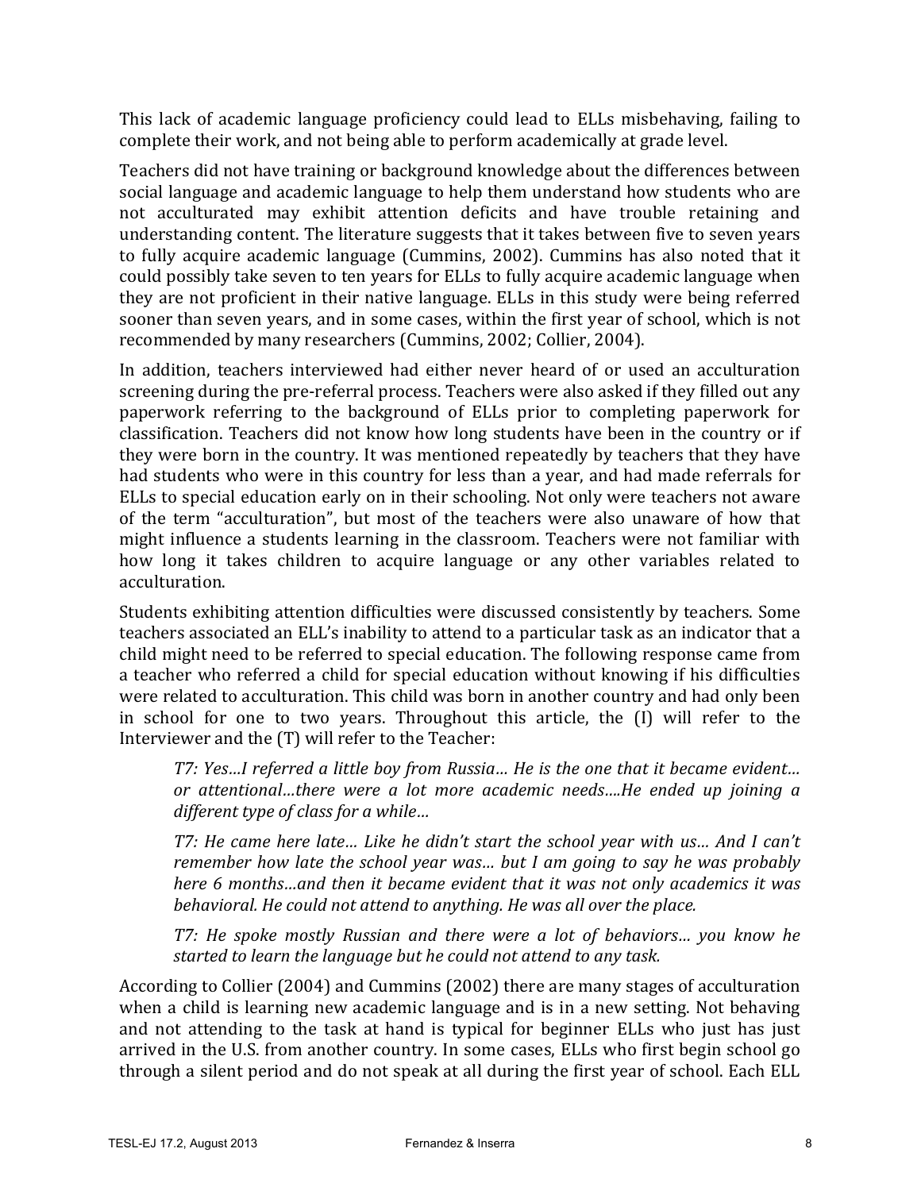This lack of academic language proficiency could lead to ELLs misbehaving, failing to complete their work, and not being able to perform academically at grade level.

Teachers did not have training or background knowledge about the differences between social language and academic language to help them understand how students who are not acculturated may exhibit attention deficits and have trouble retaining and understanding content. The literature suggests that it takes between five to seven years to fully acquire academic language (Cummins, 2002). Cummins has also noted that it could possibly take seven to ten years for ELLs to fully acquire academic language when they are not proficient in their native language. ELLs in this study were being referred sooner than seven years, and in some cases, within the first year of school, which is not recommended by many researchers (Cummins, 2002; Collier, 2004).

In addition, teachers interviewed had either never heard of or used an acculturation screening during the pre-referral process. Teachers were also asked if they filled out any paperwork referring to the background of ELLs prior to completing paperwork for classification. Teachers did not know how long students have been in the country or if they were born in the country. It was mentioned repeatedly by teachers that they have had students who were in this country for less than a year, and had made referrals for ELLs to special education early on in their schooling. Not only were teachers not aware of the term "acculturation", but most of the teachers were also unaware of how that might influence a students learning in the classroom. Teachers were not familiar with how long it takes children to acquire language or any other variables related to acculturation.

Students exhibiting attention difficulties were discussed consistently by teachers. Some teachers associated an ELL's inability to attend to a particular task as an indicator that a child might need to be referred to special education. The following response came from a teacher who referred a child for special education without knowing if his difficulties were related to acculturation. This child was born in another country and had only been in school for one to two years. Throughout this article, the (I) will refer to the Interviewer and the (T) will refer to the Teacher:

> *T7: Yes…I referred a little boy from Russia… He is the one that it became evident… or attentional…there were a lot more academic needs….He ended up joining a different type of class for a while…*
>
> *T7: He came here late… Like he didn't start the school year with us… And I can't remember how late the school year was… but I am going to say he was probably here 6 months…and then it became evident that it was not only academics it was behavioral. He could not attend to anything. He was all over the place.*
>
> *T7: He spoke mostly Russian and there were a lot of behaviors… you know he started to learn the language but he could not attend to any task.*

According to Collier (2004) and Cummins (2002) there are many stages of acculturation when a child is learning new academic language and is in a new setting. Not behaving and not attending to the task at hand is typical for beginner ELLs who just has just arrived in the U.S. from another country. In some cases, ELLs who first begin school go through a silent period and do not speak at all during the first year of school. Each ELL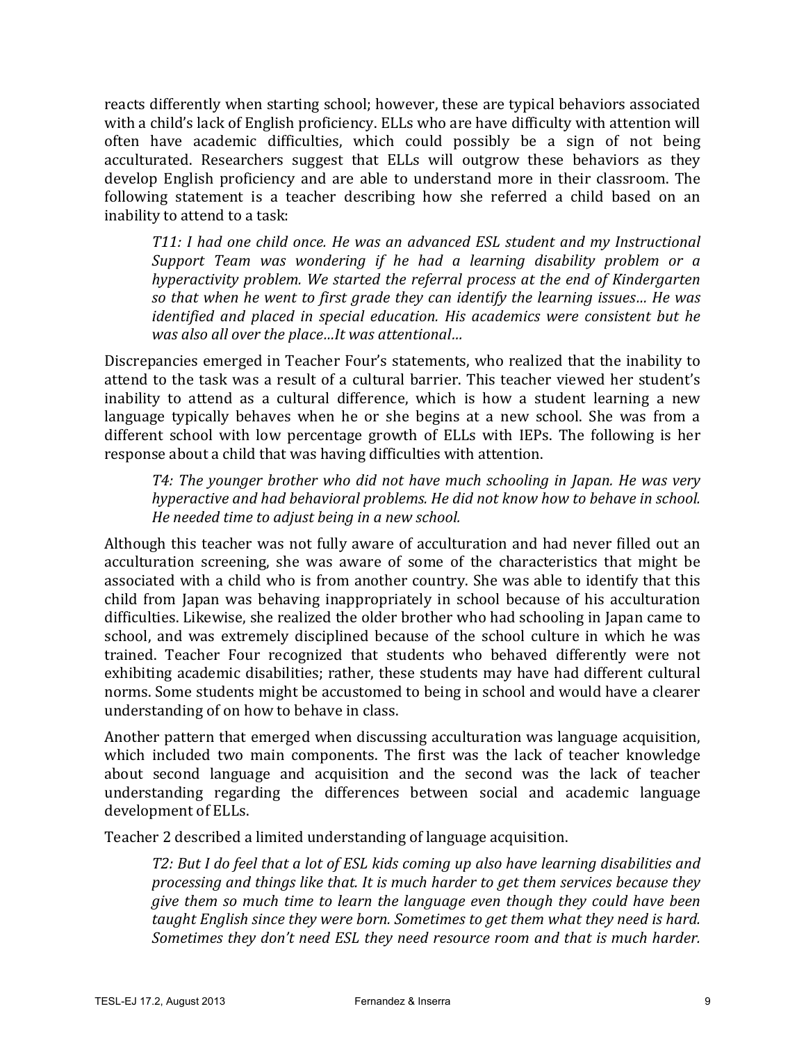reacts differently when starting school; however, these are typical behaviors associated with a child's lack of English proficiency. ELLs who are have difficulty with attention will often have academic difficulties, which could possibly be a sign of not being acculturated. Researchers suggest that ELLs will outgrow these behaviors as they develop English proficiency and are able to understand more in their classroom. The following statement is a teacher describing how she referred a child based on an inability to attend to a task:

> *T11: I had one child once. He was an advanced ESL student and my Instructional Support Team was wondering if he had a learning disability problem or a hyperactivity problem. We started the referral process at the end of Kindergarten so that when he went to first grade they can identify the learning issues… He was identified and placed in special education. His academics were consistent but he was also all over the place…It was attentional…*

Discrepancies emerged in Teacher Four's statements, who realized that the inability to attend to the task was a result of a cultural barrier. This teacher viewed her student's inability to attend as a cultural difference, which is how a student learning a new language typically behaves when he or she begins at a new school. She was from a different school with low percentage growth of ELLs with IEPs. The following is her response about a child that was having difficulties with attention.

> *T4: The younger brother who did not have much schooling in Japan. He was very hyperactive and had behavioral problems. He did not know how to behave in school. He needed time to adjust being in a new school.*

Although this teacher was not fully aware of acculturation and had never filled out an acculturation screening, she was aware of some of the characteristics that might be associated with a child who is from another country. She was able to identify that this child from Japan was behaving inappropriately in school because of his acculturation difficulties. Likewise, she realized the older brother who had schooling in Japan came to school, and was extremely disciplined because of the school culture in which he was trained. Teacher Four recognized that students who behaved differently were not exhibiting academic disabilities; rather, these students may have had different cultural norms. Some students might be accustomed to being in school and would have a clearer understanding of on how to behave in class.

Another pattern that emerged when discussing acculturation was language acquisition, which included two main components. The first was the lack of teacher knowledge about second language and acquisition and the second was the lack of teacher understanding regarding the differences between social and academic language development of ELLs.

Teacher 2 described a limited understanding of language acquisition.

> *T2: But I do feel that a lot of ESL kids coming up also have learning disabilities and processing and things like that. It is much harder to get them services because they give them so much time to learn the language even though they could have been taught English since they were born. Sometimes to get them what they need is hard. Sometimes they don't need ESL they need resource room and that is much harder.*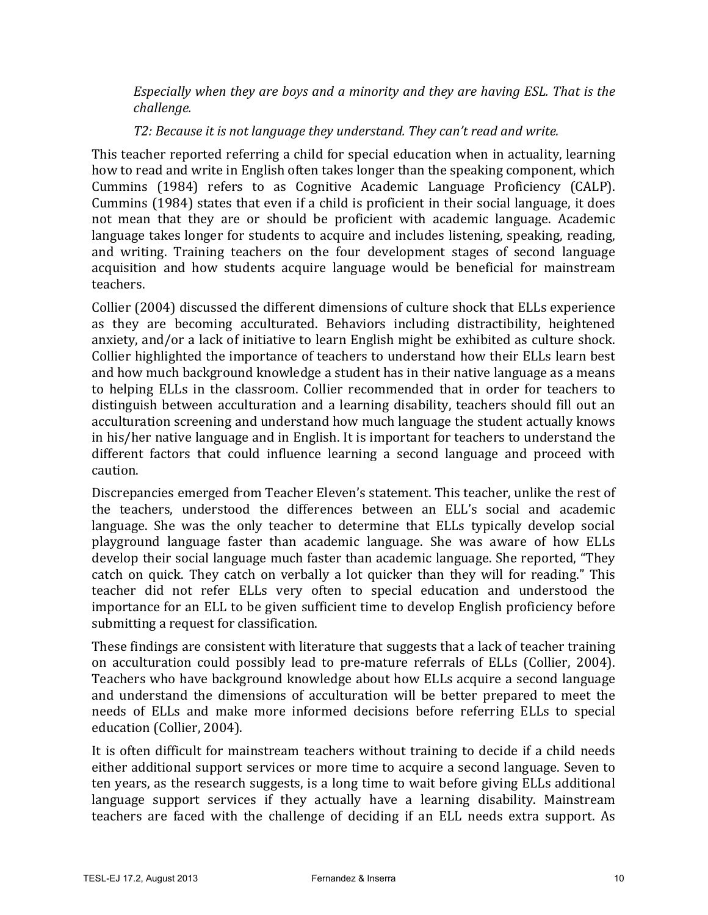*Especially when they are boys and a minority and they are having ESL. That is the challenge.*

*T2: Because it is not language they understand. They can't read and write.*

This teacher reported referring a child for special education when in actuality, learning how to read and write in English often takes longer than the speaking component, which Cummins (1984) refers to as Cognitive Academic Language Proficiency (CALP). Cummins (1984) states that even if a child is proficient in their social language, it does not mean that they are or should be proficient with academic language. Academic language takes longer for students to acquire and includes listening, speaking, reading, and writing. Training teachers on the four development stages of second language acquisition and how students acquire language would be beneficial for mainstream teachers.

Collier (2004) discussed the different dimensions of culture shock that ELLs experience as they are becoming acculturated. Behaviors including distractibility, heightened anxiety, and/or a lack of initiative to learn English might be exhibited as culture shock. Collier highlighted the importance of teachers to understand how their ELLs learn best and how much background knowledge a student has in their native language as a means to helping ELLs in the classroom. Collier recommended that in order for teachers to distinguish between acculturation and a learning disability, teachers should fill out an acculturation screening and understand how much language the student actually knows in his/her native language and in English. It is important for teachers to understand the different factors that could influence learning a second language and proceed with caution.

Discrepancies emerged from Teacher Eleven's statement. This teacher, unlike the rest of the teachers, understood the differences between an ELL's social and academic language. She was the only teacher to determine that ELLs typically develop social playground language faster than academic language. She was aware of how ELLs develop their social language much faster than academic language. She reported, "They catch on quick. They catch on verbally a lot quicker than they will for reading." This teacher did not refer ELLs very often to special education and understood the importance for an ELL to be given sufficient time to develop English proficiency before submitting a request for classification.

These findings are consistent with literature that suggests that a lack of teacher training on acculturation could possibly lead to pre-mature referrals of ELLs (Collier, 2004). Teachers who have background knowledge about how ELLs acquire a second language and understand the dimensions of acculturation will be better prepared to meet the needs of ELLs and make more informed decisions before referring ELLs to special education (Collier, 2004).

It is often difficult for mainstream teachers without training to decide if a child needs either additional support services or more time to acquire a second language. Seven to ten years, as the research suggests, is a long time to wait before giving ELLs additional language support services if they actually have a learning disability. Mainstream teachers are faced with the challenge of deciding if an ELL needs extra support. As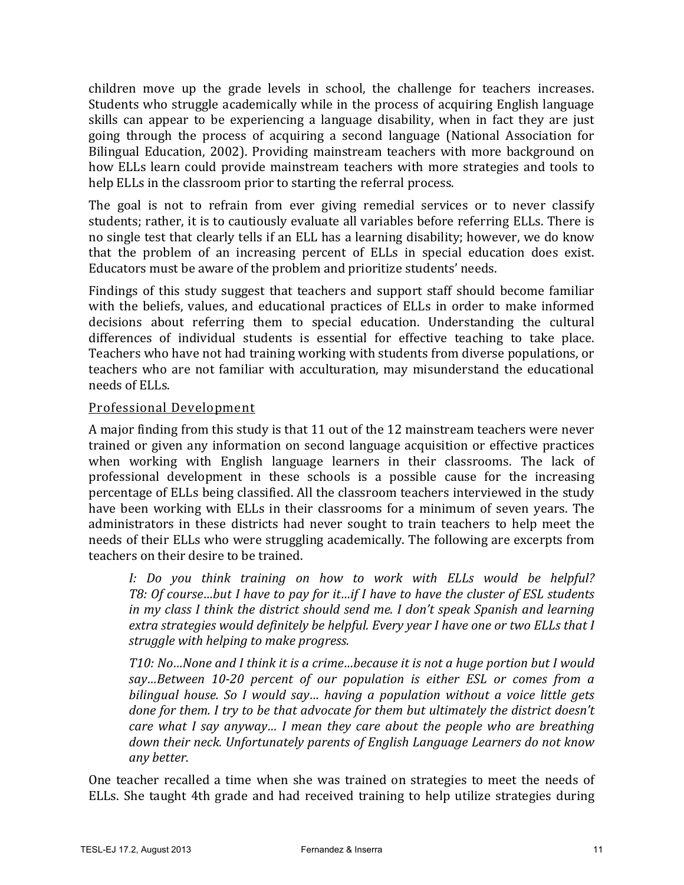children move up the grade levels in school, the challenge for teachers increases. Students who struggle academically while in the process of acquiring English language skills can appear to be experiencing a language disability, when in fact they are just going through the process of acquiring a second language (National Association for Bilingual Education, 2002). Providing mainstream teachers with more background on how ELLs learn could provide mainstream teachers with more strategies and tools to help ELLs in the classroom prior to starting the referral process.

The goal is not to refrain from ever giving remedial services or to never classify students; rather, it is to cautiously evaluate all variables before referring ELLs. There is no single test that clearly tells if an ELL has a learning disability; however, we do know that the problem of an increasing percent of ELLs in special education does exist. Educators must be aware of the problem and prioritize students' needs.

Findings of this study suggest that teachers and support staff should become familiar with the beliefs, values, and educational practices of ELLs in order to make informed decisions about referring them to special education. Understanding the cultural differences of individual students is essential for effective teaching to take place. Teachers who have not had training working with students from diverse populations, or teachers who are not familiar with acculturation, may misunderstand the educational needs of ELLs.

### Professional Development

A major finding from this study is that 11 out of the 12 mainstream teachers were never trained or given any information on second language acquisition or effective practices when working with English language learners in their classrooms. The lack of professional development in these schools is a possible cause for the increasing percentage of ELLs being classified. All the classroom teachers interviewed in the study have been working with ELLs in their classrooms for a minimum of seven years. The administrators in these districts had never sought to train teachers to help meet the needs of their ELLs who were struggling academically. The following are excerpts from teachers on their desire to be trained.

> *I: Do you think training on how to work with ELLs would be helpful? T8: Of course…but I have to pay for it…if I have to have the cluster of ESL students in my class I think the district should send me. I don't speak Spanish and learning extra strategies would definitely be helpful. Every year I have one or two ELLs that I struggle with helping to make progress.*
>
> *T10: No…None and I think it is a crime…because it is not a huge portion but I would say…Between 10-20 percent of our population is either ESL or comes from a bilingual house. So I would say… having a population without a voice little gets done for them. I try to be that advocate for them but ultimately the district doesn't care what I say anyway… I mean they care about the people who are breathing down their neck. Unfortunately parents of English Language Learners do not know any better.*

One teacher recalled a time when she was trained on strategies to meet the needs of ELLs. She taught 4th grade and had received training to help utilize strategies during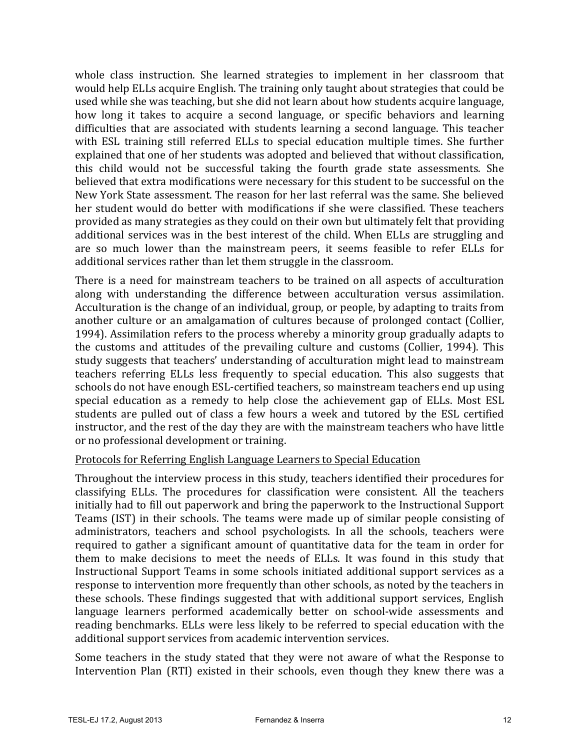whole class instruction. She learned strategies to implement in her classroom that would help ELLs acquire English. The training only taught about strategies that could be used while she was teaching, but she did not learn about how students acquire language, how long it takes to acquire a second language, or specific behaviors and learning difficulties that are associated with students learning a second language. This teacher with ESL training still referred ELLs to special education multiple times. She further explained that one of her students was adopted and believed that without classification, this child would not be successful taking the fourth grade state assessments. She believed that extra modifications were necessary for this student to be successful on the New York State assessment. The reason for her last referral was the same. She believed her student would do better with modifications if she were classified. These teachers provided as many strategies as they could on their own but ultimately felt that providing additional services was in the best interest of the child. When ELLs are struggling and are so much lower than the mainstream peers, it seems feasible to refer ELLs for additional services rather than let them struggle in the classroom.

There is a need for mainstream teachers to be trained on all aspects of acculturation along with understanding the difference between acculturation versus assimilation. Acculturation is the change of an individual, group, or people, by adapting to traits from another culture or an amalgamation of cultures because of prolonged contact (Collier, 1994). Assimilation refers to the process whereby a minority group gradually adapts to the customs and attitudes of the prevailing culture and customs (Collier, 1994). This study suggests that teachers' understanding of acculturation might lead to mainstream teachers referring ELLs less frequently to special education. This also suggests that schools do not have enough ESL-certified teachers, so mainstream teachers end up using special education as a remedy to help close the achievement gap of ELLs. Most ESL students are pulled out of class a few hours a week and tutored by the ESL certified instructor, and the rest of the day they are with the mainstream teachers who have little or no professional development or training.

### Protocols for Referring English Language Learners to Special Education

Throughout the interview process in this study, teachers identified their procedures for classifying ELLs. The procedures for classification were consistent. All the teachers initially had to fill out paperwork and bring the paperwork to the Instructional Support Teams (IST) in their schools. The teams were made up of similar people consisting of administrators, teachers and school psychologists. In all the schools, teachers were required to gather a significant amount of quantitative data for the team in order for them to make decisions to meet the needs of ELLs. It was found in this study that Instructional Support Teams in some schools initiated additional support services as a response to intervention more frequently than other schools, as noted by the teachers in these schools. These findings suggested that with additional support services, English language learners performed academically better on school-wide assessments and reading benchmarks. ELLs were less likely to be referred to special education with the additional support services from academic intervention services.

Some teachers in the study stated that they were not aware of what the Response to Intervention Plan (RTI) existed in their schools, even though they knew there was a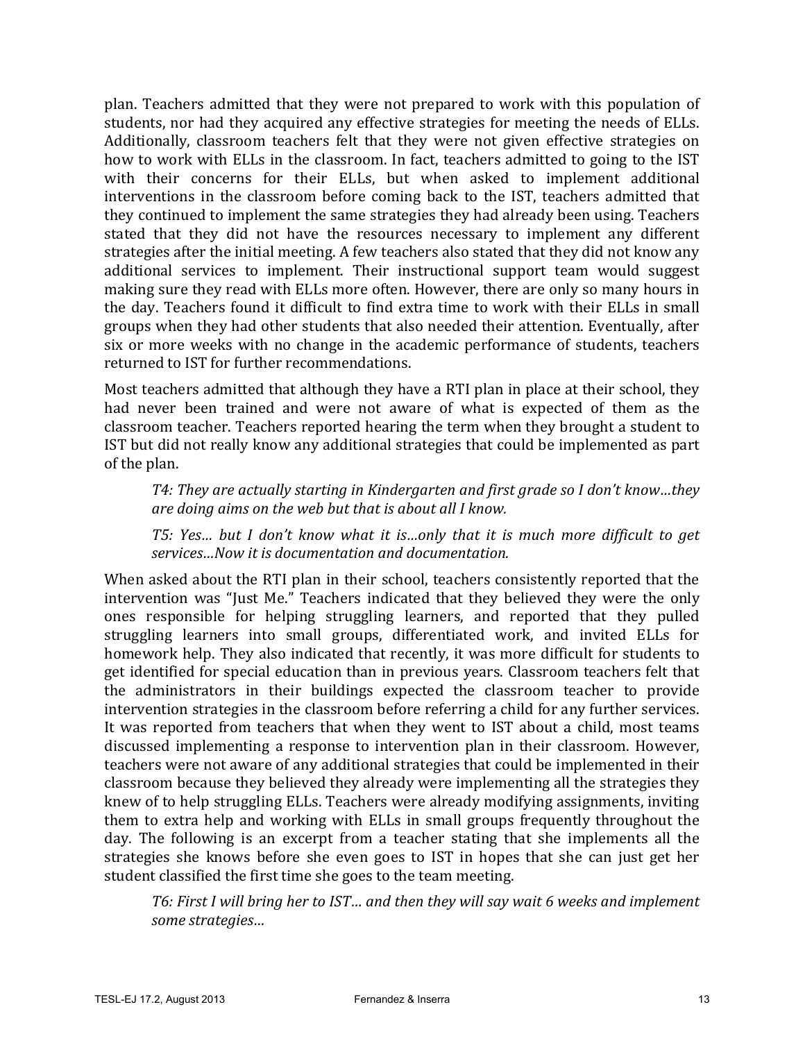plan. Teachers admitted that they were not prepared to work with this population of students, nor had they acquired any effective strategies for meeting the needs of ELLs. Additionally, classroom teachers felt that they were not given effective strategies on how to work with ELLs in the classroom. In fact, teachers admitted to going to the IST with their concerns for their ELLs, but when asked to implement additional interventions in the classroom before coming back to the IST, teachers admitted that they continued to implement the same strategies they had already been using. Teachers stated that they did not have the resources necessary to implement any different strategies after the initial meeting. A few teachers also stated that they did not know any additional services to implement. Their instructional support team would suggest making sure they read with ELLs more often. However, there are only so many hours in the day. Teachers found it difficult to find extra time to work with their ELLs in small groups when they had other students that also needed their attention. Eventually, after six or more weeks with no change in the academic performance of students, teachers returned to IST for further recommendations.

Most teachers admitted that although they have a RTI plan in place at their school, they had never been trained and were not aware of what is expected of them as the classroom teacher. Teachers reported hearing the term when they brought a student to IST but did not really know any additional strategies that could be implemented as part of the plan.

> *T4: They are actually starting in Kindergarten and first grade so I don't know…they are doing aims on the web but that is about all I know.*
>
> *T5: Yes… but I don't know what it is…only that it is much more difficult to get services…Now it is documentation and documentation.*

When asked about the RTI plan in their school, teachers consistently reported that the intervention was "Just Me." Teachers indicated that they believed they were the only ones responsible for helping struggling learners, and reported that they pulled struggling learners into small groups, differentiated work, and invited ELLs for homework help. They also indicated that recently, it was more difficult for students to get identified for special education than in previous years. Classroom teachers felt that the administrators in their buildings expected the classroom teacher to provide intervention strategies in the classroom before referring a child for any further services. It was reported from teachers that when they went to IST about a child, most teams discussed implementing a response to intervention plan in their classroom. However, teachers were not aware of any additional strategies that could be implemented in their classroom because they believed they already were implementing all the strategies they knew of to help struggling ELLs. Teachers were already modifying assignments, inviting them to extra help and working with ELLs in small groups frequently throughout the day. The following is an excerpt from a teacher stating that she implements all the strategies she knows before she even goes to IST in hopes that she can just get her student classified the first time she goes to the team meeting.

> *T6: First I will bring her to IST… and then they will say wait 6 weeks and implement some strategies…*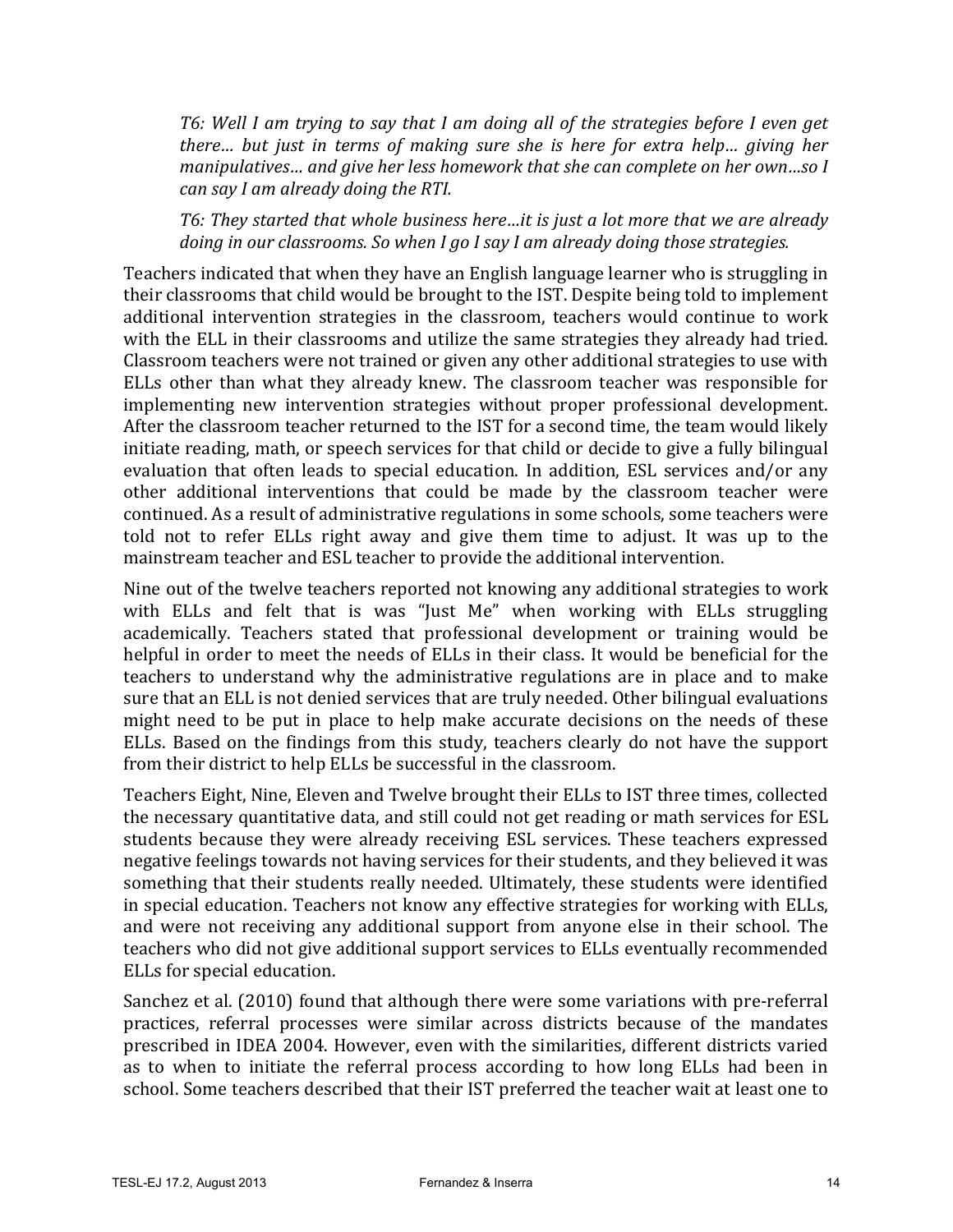*T6: Well I am trying to say that I am doing all of the strategies before I even get there… but just in terms of making sure she is here for extra help… giving her manipulatives… and give her less homework that she can complete on her own…so I can say I am already doing the RTI.*

*T6: They started that whole business here…it is just a lot more that we are already doing in our classrooms. So when I go I say I am already doing those strategies.*

Teachers indicated that when they have an English language learner who is struggling in their classrooms that child would be brought to the IST. Despite being told to implement additional intervention strategies in the classroom, teachers would continue to work with the ELL in their classrooms and utilize the same strategies they already had tried. Classroom teachers were not trained or given any other additional strategies to use with ELLs other than what they already knew. The classroom teacher was responsible for implementing new intervention strategies without proper professional development. After the classroom teacher returned to the IST for a second time, the team would likely initiate reading, math, or speech services for that child or decide to give a fully bilingual evaluation that often leads to special education. In addition, ESL services and/or any other additional interventions that could be made by the classroom teacher were continued. As a result of administrative regulations in some schools, some teachers were told not to refer ELLs right away and give them time to adjust. It was up to the mainstream teacher and ESL teacher to provide the additional intervention.

Nine out of the twelve teachers reported not knowing any additional strategies to work with ELLs and felt that is was "Just Me" when working with ELLs struggling academically. Teachers stated that professional development or training would be helpful in order to meet the needs of ELLs in their class. It would be beneficial for the teachers to understand why the administrative regulations are in place and to make sure that an ELL is not denied services that are truly needed. Other bilingual evaluations might need to be put in place to help make accurate decisions on the needs of these ELLs. Based on the findings from this study, teachers clearly do not have the support from their district to help ELLs be successful in the classroom.

Teachers Eight, Nine, Eleven and Twelve brought their ELLs to IST three times, collected the necessary quantitative data, and still could not get reading or math services for ESL students because they were already receiving ESL services. These teachers expressed negative feelings towards not having services for their students, and they believed it was something that their students really needed. Ultimately, these students were identified in special education. Teachers not know any effective strategies for working with ELLs, and were not receiving any additional support from anyone else in their school. The teachers who did not give additional support services to ELLs eventually recommended ELLs for special education.

Sanchez et al. (2010) found that although there were some variations with pre-referral practices, referral processes were similar across districts because of the mandates prescribed in IDEA 2004. However, even with the similarities, different districts varied as to when to initiate the referral process according to how long ELLs had been in school. Some teachers described that their IST preferred the teacher wait at least one to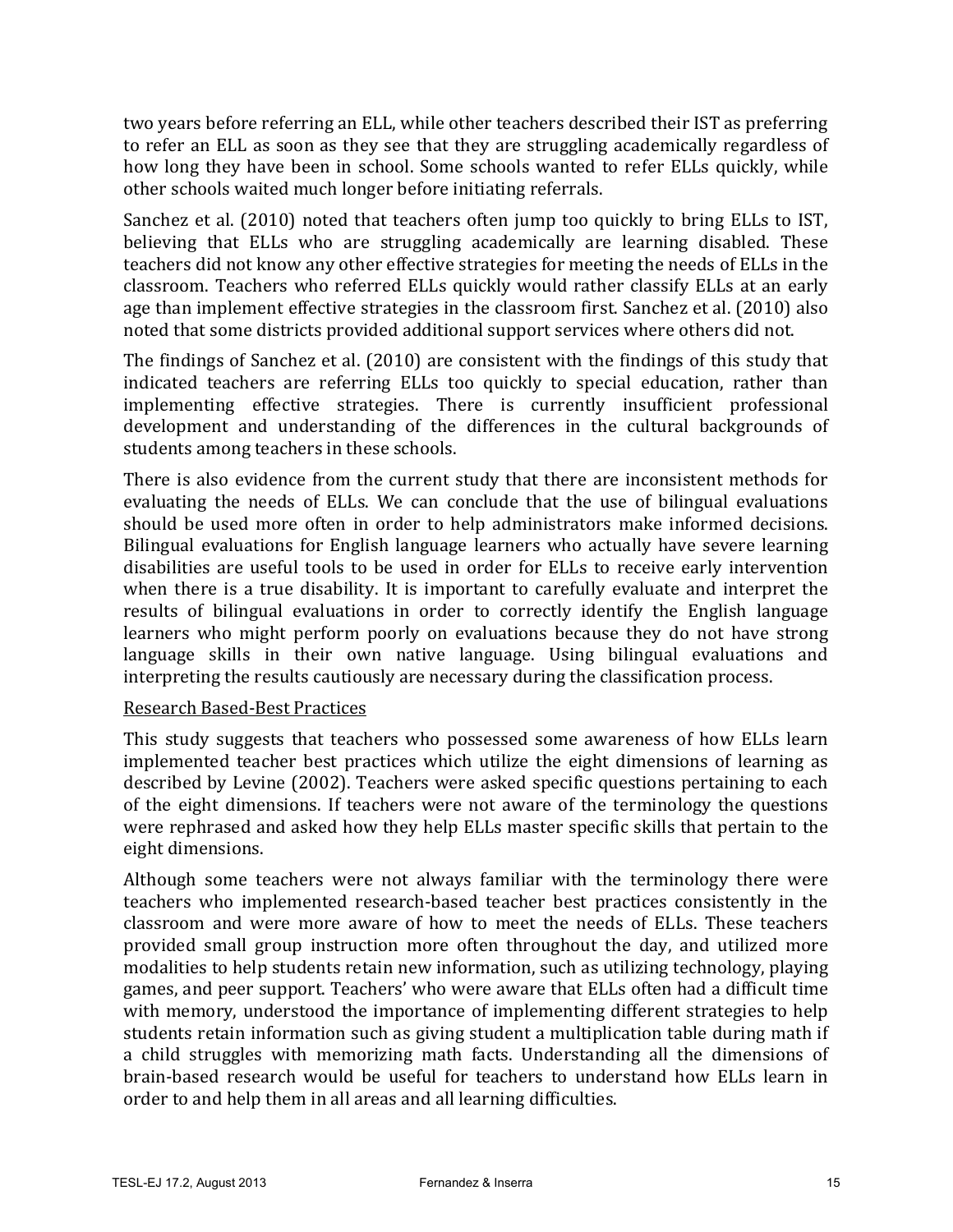two years before referring an ELL, while other teachers described their IST as preferring to refer an ELL as soon as they see that they are struggling academically regardless of how long they have been in school. Some schools wanted to refer ELLs quickly, while other schools waited much longer before initiating referrals.

Sanchez et al. (2010) noted that teachers often jump too quickly to bring ELLs to IST, believing that ELLs who are struggling academically are learning disabled. These teachers did not know any other effective strategies for meeting the needs of ELLs in the classroom. Teachers who referred ELLs quickly would rather classify ELLs at an early age than implement effective strategies in the classroom first. Sanchez et al. (2010) also noted that some districts provided additional support services where others did not.

The findings of Sanchez et al. (2010) are consistent with the findings of this study that indicated teachers are referring ELLs too quickly to special education, rather than implementing effective strategies. There is currently insufficient professional development and understanding of the differences in the cultural backgrounds of students among teachers in these schools.

There is also evidence from the current study that there are inconsistent methods for evaluating the needs of ELLs. We can conclude that the use of bilingual evaluations should be used more often in order to help administrators make informed decisions. Bilingual evaluations for English language learners who actually have severe learning disabilities are useful tools to be used in order for ELLs to receive early intervention when there is a true disability. It is important to carefully evaluate and interpret the results of bilingual evaluations in order to correctly identify the English language learners who might perform poorly on evaluations because they do not have strong language skills in their own native language. Using bilingual evaluations and interpreting the results cautiously are necessary during the classification process.

<u>Research Based-Best Practices</u>

This study suggests that teachers who possessed some awareness of how ELLs learn implemented teacher best practices which utilize the eight dimensions of learning as described by Levine (2002). Teachers were asked specific questions pertaining to each of the eight dimensions. If teachers were not aware of the terminology the questions were rephrased and asked how they help ELLs master specific skills that pertain to the eight dimensions.

Although some teachers were not always familiar with the terminology there were teachers who implemented research-based teacher best practices consistently in the classroom and were more aware of how to meet the needs of ELLs. These teachers provided small group instruction more often throughout the day, and utilized more modalities to help students retain new information, such as utilizing technology, playing games, and peer support. Teachers' who were aware that ELLs often had a difficult time with memory, understood the importance of implementing different strategies to help students retain information such as giving student a multiplication table during math if a child struggles with memorizing math facts. Understanding all the dimensions of brain-based research would be useful for teachers to understand how ELLs learn in order to and help them in all areas and all learning difficulties.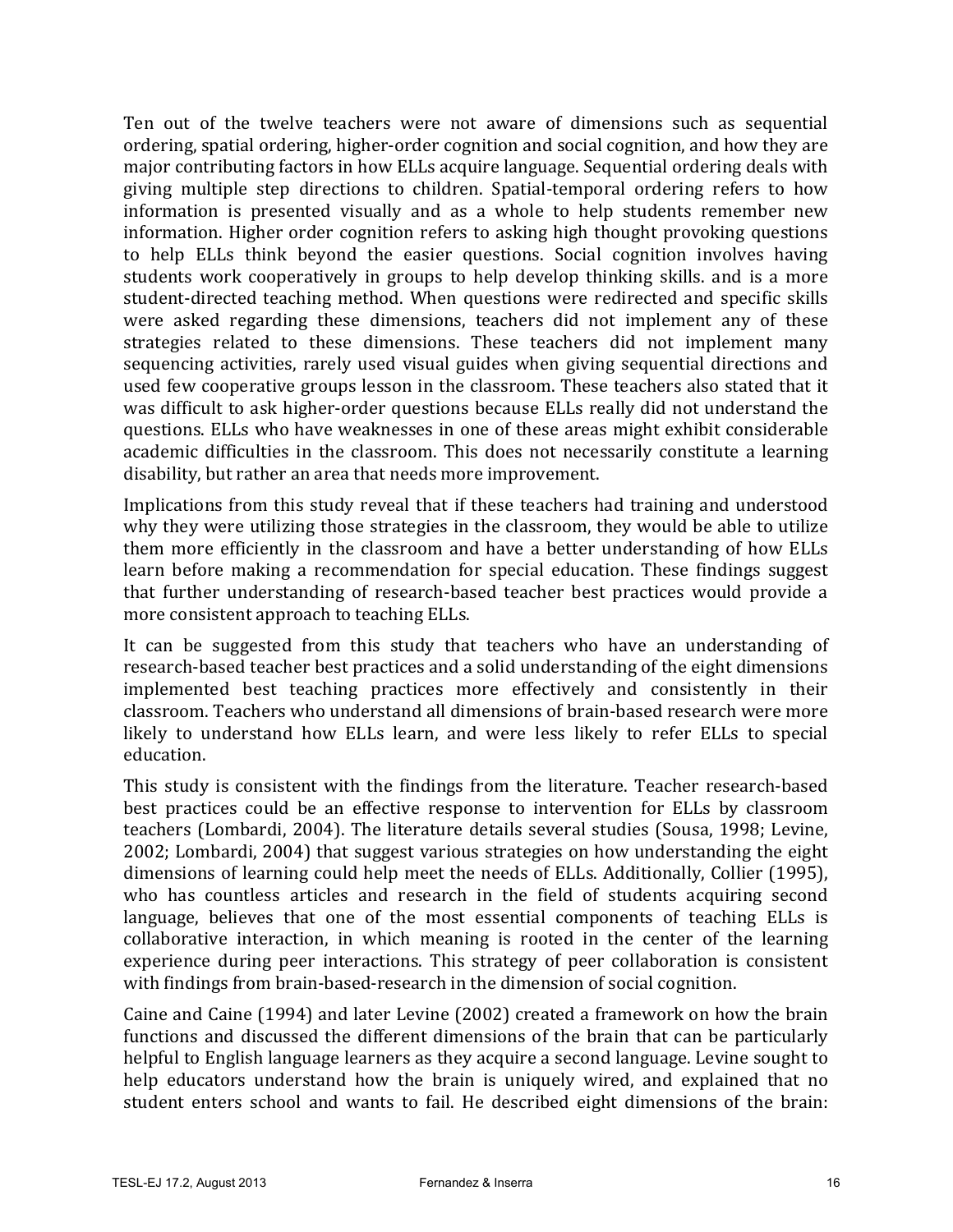Ten out of the twelve teachers were not aware of dimensions such as sequential ordering, spatial ordering, higher-order cognition and social cognition, and how they are major contributing factors in how ELLs acquire language. Sequential ordering deals with giving multiple step directions to children. Spatial-temporal ordering refers to how information is presented visually and as a whole to help students remember new information. Higher order cognition refers to asking high thought provoking questions to help ELLs think beyond the easier questions. Social cognition involves having students work cooperatively in groups to help develop thinking skills. and is a more student-directed teaching method. When questions were redirected and specific skills were asked regarding these dimensions, teachers did not implement any of these strategies related to these dimensions. These teachers did not implement many sequencing activities, rarely used visual guides when giving sequential directions and used few cooperative groups lesson in the classroom. These teachers also stated that it was difficult to ask higher-order questions because ELLs really did not understand the questions. ELLs who have weaknesses in one of these areas might exhibit considerable academic difficulties in the classroom. This does not necessarily constitute a learning disability, but rather an area that needs more improvement.

Implications from this study reveal that if these teachers had training and understood why they were utilizing those strategies in the classroom, they would be able to utilize them more efficiently in the classroom and have a better understanding of how ELLs learn before making a recommendation for special education. These findings suggest that further understanding of research-based teacher best practices would provide a more consistent approach to teaching ELLs.

It can be suggested from this study that teachers who have an understanding of research-based teacher best practices and a solid understanding of the eight dimensions implemented best teaching practices more effectively and consistently in their classroom. Teachers who understand all dimensions of brain-based research were more likely to understand how ELLs learn, and were less likely to refer ELLs to special education.

This study is consistent with the findings from the literature. Teacher research-based best practices could be an effective response to intervention for ELLs by classroom teachers (Lombardi, 2004). The literature details several studies (Sousa, 1998; Levine, 2002; Lombardi, 2004) that suggest various strategies on how understanding the eight dimensions of learning could help meet the needs of ELLs. Additionally, Collier (1995), who has countless articles and research in the field of students acquiring second language, believes that one of the most essential components of teaching ELLs is collaborative interaction, in which meaning is rooted in the center of the learning experience during peer interactions. This strategy of peer collaboration is consistent with findings from brain-based-research in the dimension of social cognition.

Caine and Caine (1994) and later Levine (2002) created a framework on how the brain functions and discussed the different dimensions of the brain that can be particularly helpful to English language learners as they acquire a second language. Levine sought to help educators understand how the brain is uniquely wired, and explained that no student enters school and wants to fail. He described eight dimensions of the brain: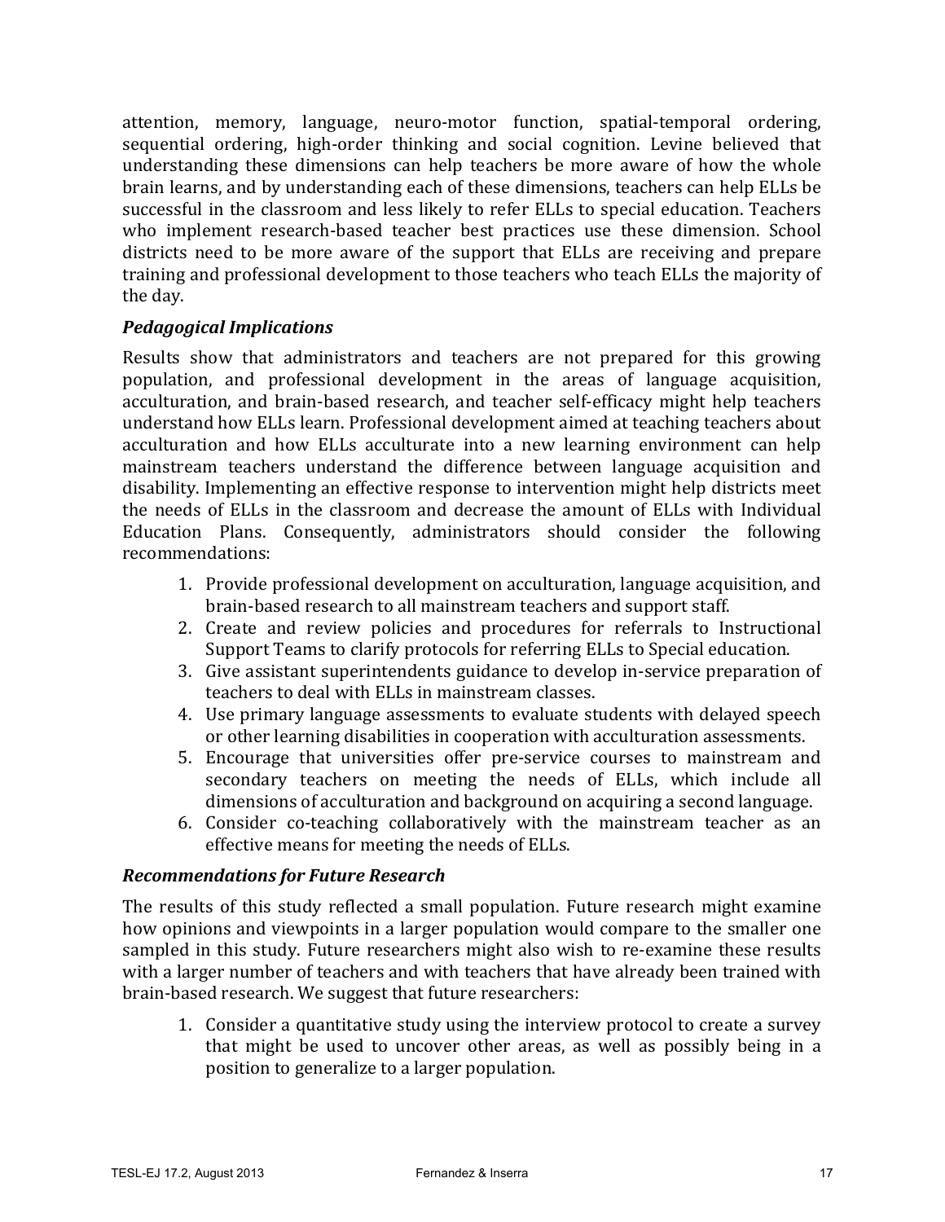attention, memory, language, neuro-motor function, spatial-temporal ordering, sequential ordering, high-order thinking and social cognition. Levine believed that understanding these dimensions can help teachers be more aware of how the whole brain learns, and by understanding each of these dimensions, teachers can help ELLs be successful in the classroom and less likely to refer ELLs to special education. Teachers who implement research-based teacher best practices use these dimension. School districts need to be more aware of the support that ELLs are receiving and prepare training and professional development to those teachers who teach ELLs the majority of the day.

### *Pedagogical Implications*

Results show that administrators and teachers are not prepared for this growing population, and professional development in the areas of language acquisition, acculturation, and brain-based research, and teacher self-efficacy might help teachers understand how ELLs learn. Professional development aimed at teaching teachers about acculturation and how ELLs acculturate into a new learning environment can help mainstream teachers understand the difference between language acquisition and disability. Implementing an effective response to intervention might help districts meet the needs of ELLs in the classroom and decrease the amount of ELLs with Individual Education Plans. Consequently, administrators should consider the following recommendations:

1. Provide professional development on acculturation, language acquisition, and brain-based research to all mainstream teachers and support staff.
2. Create and review policies and procedures for referrals to Instructional Support Teams to clarify protocols for referring ELLs to Special education.
3. Give assistant superintendents guidance to develop in-service preparation of teachers to deal with ELLs in mainstream classes.
4. Use primary language assessments to evaluate students with delayed speech or other learning disabilities in cooperation with acculturation assessments.
5. Encourage that universities offer pre-service courses to mainstream and secondary teachers on meeting the needs of ELLs, which include all dimensions of acculturation and background on acquiring a second language.
6. Consider co-teaching collaboratively with the mainstream teacher as an effective means for meeting the needs of ELLs.

### *Recommendations for Future Research*

The results of this study reflected a small population. Future research might examine how opinions and viewpoints in a larger population would compare to the smaller one sampled in this study. Future researchers might also wish to re-examine these results with a larger number of teachers and with teachers that have already been trained with brain-based research. We suggest that future researchers:

1. Consider a quantitative study using the interview protocol to create a survey that might be used to uncover other areas, as well as possibly being in a position to generalize to a larger population.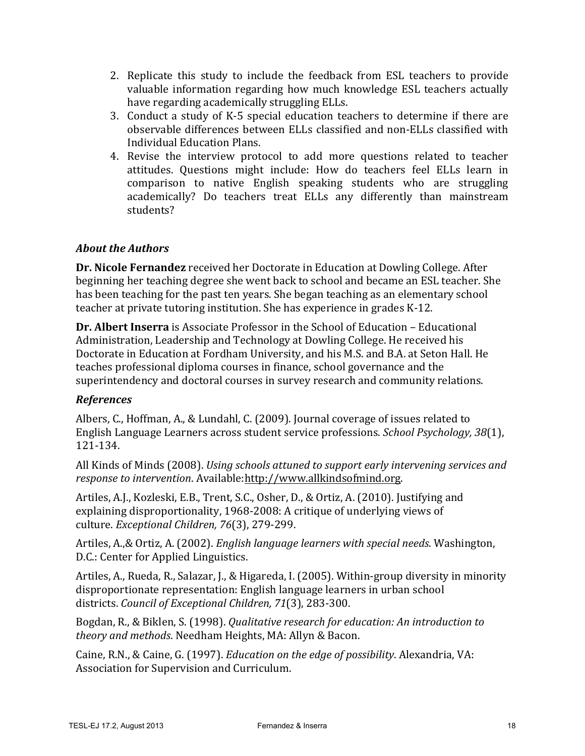2. Replicate this study to include the feedback from ESL teachers to provide valuable information regarding how much knowledge ESL teachers actually have regarding academically struggling ELLs.
3. Conduct a study of K-5 special education teachers to determine if there are observable differences between ELLs classified and non-ELLs classified with Individual Education Plans.
4. Revise the interview protocol to add more questions related to teacher attitudes. Questions might include: How do teachers feel ELLs learn in comparison to native English speaking students who are struggling academically? Do teachers treat ELLs any differently than mainstream students?

### *About the Authors*

**Dr. Nicole Fernandez** received her Doctorate in Education at Dowling College. After beginning her teaching degree she went back to school and became an ESL teacher. She has been teaching for the past ten years. She began teaching as an elementary school teacher at private tutoring institution. She has experience in grades K-12.

**Dr. Albert Inserra** is Associate Professor in the School of Education – Educational Administration, Leadership and Technology at Dowling College. He received his Doctorate in Education at Fordham University, and his M.S. and B.A. at Seton Hall. He teaches professional diploma courses in finance, school governance and the superintendency and doctoral courses in survey research and community relations.

### *References*

Albers, C., Hoffman, A., & Lundahl, C. (2009). Journal coverage of issues related to English Language Learners across student service professions. *School Psychology, 38*(1), 121-134.

All Kinds of Minds (2008). *Using schools attuned to support early intervening services and response to intervention*. Available:http://www.allkindsofmind.org.

Artiles, A.J., Kozleski, E.B., Trent, S.C., Osher, D., & Ortiz, A. (2010). Justifying and explaining disproportionality, 1968-2008: A critique of underlying views of culture. *Exceptional Children, 76*(3), 279-299.

Artiles, A.,& Ortiz, A. (2002). *English language learners with special needs*. Washington, D.C.: Center for Applied Linguistics.

Artiles, A., Rueda, R., Salazar, J., & Higareda, I. (2005). Within-group diversity in minority disproportionate representation: English language learners in urban school districts. *Council of Exceptional Children, 71*(3), 283-300.

Bogdan, R., & Biklen, S. (1998). *Qualitative research for education: An introduction to theory and methods*. Needham Heights, MA: Allyn & Bacon.

Caine, R.N., & Caine, G. (1997). *Education on the edge of possibility*. Alexandria, VA: Association for Supervision and Curriculum.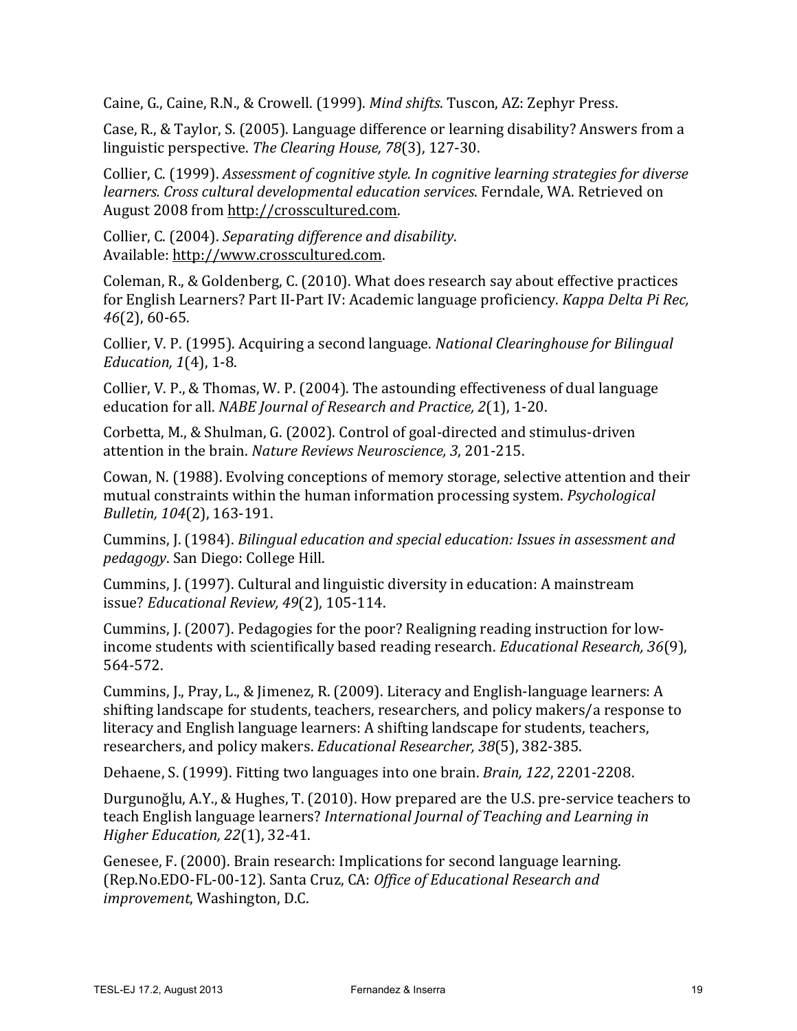Caine, G., Caine, R.N., & Crowell. (1999). *Mind shifts*. Tuscon, AZ: Zephyr Press.

Case, R., & Taylor, S. (2005). Language difference or learning disability? Answers from a linguistic perspective. *The Clearing House, 78*(3), 127-30.

Collier, C. (1999). *Assessment of cognitive style. In cognitive learning strategies for diverse learners. Cross cultural developmental education services*. Ferndale, WA. Retrieved on August 2008 from http://crosscultured.com.

Collier, C. (2004). *Separating difference and disability*. Available: http://www.crosscultured.com.

Coleman, R., & Goldenberg, C. (2010). What does research say about effective practices for English Learners? Part II-Part IV: Academic language proficiency. *Kappa Delta Pi Rec, 46*(2), 60-65.

Collier, V. P. (1995). Acquiring a second language. *National Clearinghouse for Bilingual Education, 1*(4), 1-8.

Collier, V. P., & Thomas, W. P. (2004). The astounding effectiveness of dual language education for all. *NABE Journal of Research and Practice, 2*(1), 1-20.

Corbetta, M., & Shulman, G. (2002). Control of goal-directed and stimulus-driven attention in the brain. *Nature Reviews Neuroscience, 3*, 201-215.

Cowan, N. (1988). Evolving conceptions of memory storage, selective attention and their mutual constraints within the human information processing system. *Psychological Bulletin, 104*(2), 163-191.

Cummins, J. (1984). *Bilingual education and special education: Issues in assessment and pedagogy*. San Diego: College Hill.

Cummins, J. (1997). Cultural and linguistic diversity in education: A mainstream issue? *Educational Review, 49*(2), 105-114.

Cummins, J. (2007). Pedagogies for the poor? Realigning reading instruction for low-income students with scientifically based reading research. *Educational Research, 36*(9), 564-572.

Cummins, J., Pray, L., & Jimenez, R. (2009). Literacy and English-language learners: A shifting landscape for students, teachers, researchers, and policy makers/a response to literacy and English language learners: A shifting landscape for students, teachers, researchers, and policy makers. *Educational Researcher, 38*(5), 382-385.

Dehaene, S. (1999). Fitting two languages into one brain. *Brain, 122*, 2201-2208.

Durgunoğlu, A.Y., & Hughes, T. (2010). How prepared are the U.S. pre-service teachers to teach English language learners? *International Journal of Teaching and Learning in Higher Education, 22*(1), 32-41.

Genesee, F. (2000). Brain research: Implications for second language learning. (Rep.No.EDO-FL-00-12). Santa Cruz, CA: *Office of Educational Research and improvement*, Washington, D.C.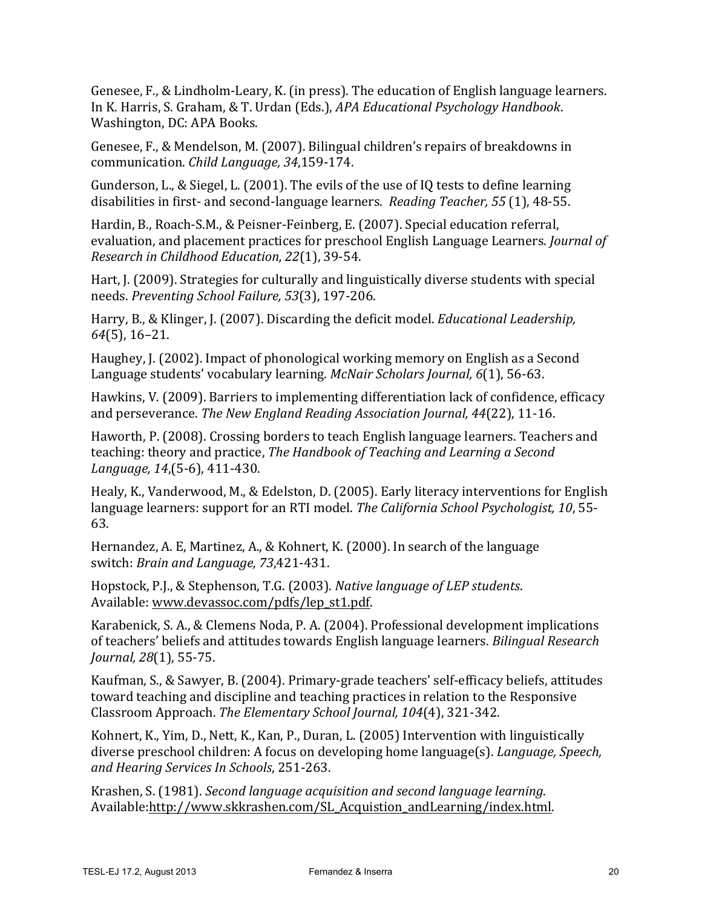Genesee, F., & Lindholm-Leary, K. (in press). The education of English language learners. In K. Harris, S. Graham, & T. Urdan (Eds.), *APA Educational Psychology Handbook*. Washington, DC: APA Books.

Genesee, F., & Mendelson, M. (2007). Bilingual children's repairs of breakdowns in communication. *Child Language, 34*,159-174.

Gunderson, L., & Siegel, L. (2001). The evils of the use of IQ tests to define learning disabilities in first- and second-language learners. *Reading Teacher, 55* (1), 48-55.

Hardin, B., Roach-S.M., & Peisner-Feinberg, E. (2007). Special education referral, evaluation, and placement practices for preschool English Language Learners. *Journal of Research in Childhood Education, 22*(1), 39-54.

Hart, J. (2009). Strategies for culturally and linguistically diverse students with special needs. *Preventing School Failure, 53*(3), 197-206.

Harry, B., & Klinger, J. (2007). Discarding the deficit model. *Educational Leadership, 64*(5), 16–21.

Haughey, J. (2002). Impact of phonological working memory on English as a Second Language students' vocabulary learning. *McNair Scholars Journal, 6*(1), 56-63.

Hawkins, V. (2009). Barriers to implementing differentiation lack of confidence, efficacy and perseverance. *The New England Reading Association Journal, 44*(22), 11-16.

Haworth, P. (2008). Crossing borders to teach English language learners. Teachers and teaching: theory and practice, *The Handbook of Teaching and Learning a Second Language, 14*,(5-6), 411-430.

Healy, K., Vanderwood, M., & Edelston, D. (2005). Early literacy interventions for English language learners: support for an RTI model. *The California School Psychologist, 10*, 55-63.

Hernandez, A. E, Martinez, A., & Kohnert, K. (2000). In search of the language switch: *Brain and Language, 73*,421-431.

Hopstock, P.J., & Stephenson, T.G. (2003). *Native language of LEP students*. Available: www.devassoc.com/pdfs/lep_st1.pdf.

Karabenick, S. A., & Clemens Noda, P. A. (2004). Professional development implications of teachers' beliefs and attitudes towards English language learners. *Bilingual Research Journal, 28*(1), 55-75.

Kaufman, S., & Sawyer, B. (2004). Primary-grade teachers' self-efficacy beliefs, attitudes toward teaching and discipline and teaching practices in relation to the Responsive Classroom Approach. *The Elementary School Journal, 104*(4), 321-342.

Kohnert, K., Yim, D., Nett, K., Kan, P., Duran, L. (2005) Intervention with linguistically diverse preschool children: A focus on developing home language(s). *Language, Speech, and Hearing Services In Schools*, 251-263.

Krashen, S. (1981). *Second language acquisition and second language learning*. Available:http://www.skkrashen.com/SL_Acquistion_andLearning/index.html.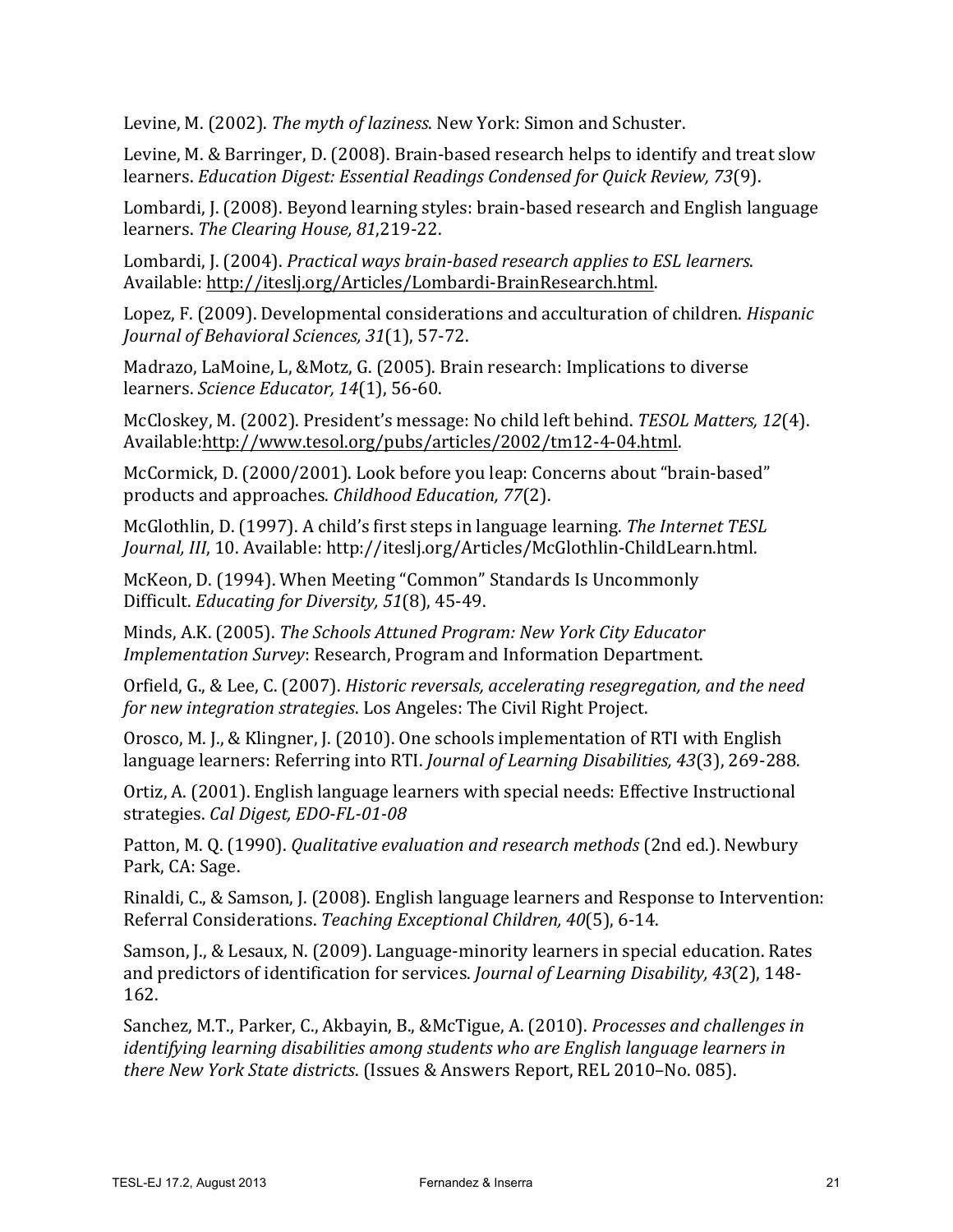Levine, M. (2002). *The myth of laziness*. New York: Simon and Schuster.

Levine, M. & Barringer, D. (2008). Brain-based research helps to identify and treat slow learners. *Education Digest: Essential Readings Condensed for Quick Review, 73*(9).

Lombardi, J. (2008). Beyond learning styles: brain-based research and English language learners. *The Clearing House, 81*,219-22.

Lombardi, J. (2004). *Practical ways brain-based research applies to ESL learners*. Available: http://iteslj.org/Articles/Lombardi-BrainResearch.html.

Lopez, F. (2009). Developmental considerations and acculturation of children. *Hispanic Journal of Behavioral Sciences, 31*(1), 57-72.

Madrazo, LaMoine, L, &Motz, G. (2005). Brain research: Implications to diverse learners. *Science Educator, 14*(1), 56-60.

McCloskey, M. (2002). President's message: No child left behind. *TESOL Matters, 12*(4). Available:http://www.tesol.org/pubs/articles/2002/tm12-4-04.html.

McCormick, D. (2000/2001). Look before you leap: Concerns about "brain-based" products and approaches. *Childhood Education, 77*(2).

McGlothlin, D. (1997). A child's first steps in language learning. *The Internet TESL Journal, III*, 10. Available: http://iteslj.org/Articles/McGlothlin-ChildLearn.html.

McKeon, D. (1994). When Meeting "Common" Standards Is Uncommonly Difficult. *Educating for Diversity, 51*(8), 45-49.

Minds, A.K. (2005). *The Schools Attuned Program: New York City Educator Implementation Survey*: Research, Program and Information Department.

Orfield, G., & Lee, C. (2007). *Historic reversals, accelerating resegregation, and the need for new integration strategies*. Los Angeles: The Civil Right Project.

Orosco, M. J., & Klingner, J. (2010). One schools implementation of RTI with English language learners: Referring into RTI. *Journal of Learning Disabilities, 43*(3), 269-288.

Ortiz, A. (2001). English language learners with special needs: Effective Instructional strategies. *Cal Digest, EDO-FL-01-08*

Patton, M. Q. (1990). *Qualitative evaluation and research methods* (2nd ed.). Newbury Park, CA: Sage.

Rinaldi, C., & Samson, J. (2008). English language learners and Response to Intervention: Referral Considerations. *Teaching Exceptional Children, 40*(5), 6-14.

Samson, J., & Lesaux, N. (2009). Language-minority learners in special education. Rates and predictors of identification for services. *Journal of Learning Disability, 43*(2), 148-162.

Sanchez, M.T., Parker, C., Akbayin, B., &McTigue, A. (2010). *Processes and challenges in identifying learning disabilities among students who are English language learners in there New York State districts*. (Issues & Answers Report, REL 2010–No. 085).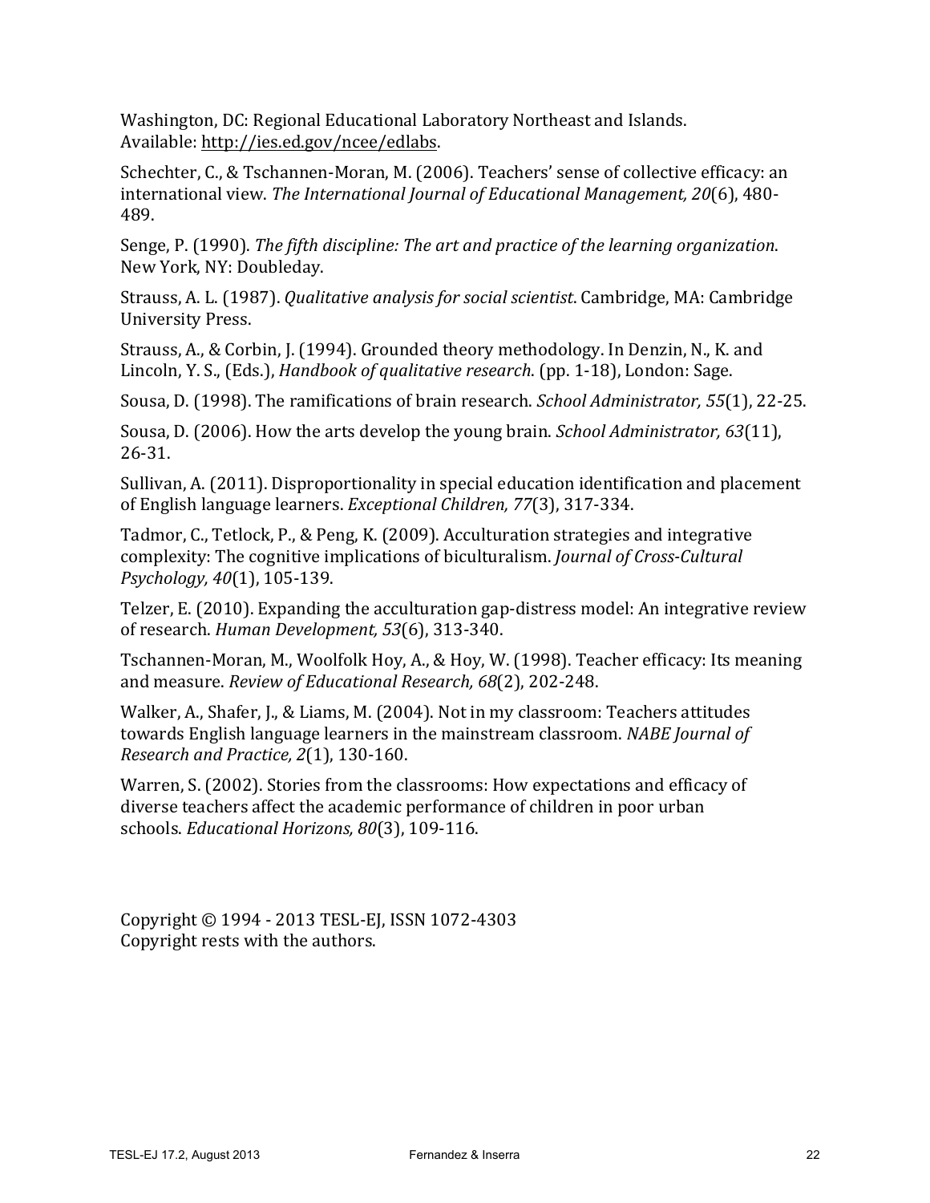Washington, DC: Regional Educational Laboratory Northeast and Islands. Available: http://ies.ed.gov/ncee/edlabs.

Schechter, C., & Tschannen-Moran, M. (2006). Teachers' sense of collective efficacy: an international view. *The International Journal of Educational Management, 20*(6), 480-489.

Senge, P. (1990). *The fifth discipline: The art and practice of the learning organization*. New York, NY: Doubleday.

Strauss, A. L. (1987). *Qualitative analysis for social scientist*. Cambridge, MA: Cambridge University Press.

Strauss, A., & Corbin, J. (1994). Grounded theory methodology. In Denzin, N., K. and Lincoln, Y. S., (Eds.), *Handbook of qualitative research*. (pp. 1-18), London: Sage.

Sousa, D. (1998). The ramifications of brain research. *School Administrator, 55*(1), 22-25.

Sousa, D. (2006). How the arts develop the young brain. *School Administrator, 63*(11), 26-31.

Sullivan, A. (2011). Disproportionality in special education identification and placement of English language learners. *Exceptional Children, 77*(3), 317-334.

Tadmor, C., Tetlock, P., & Peng, K. (2009). Acculturation strategies and integrative complexity: The cognitive implications of biculturalism. *Journal of Cross-Cultural Psychology, 40*(1), 105-139.

Telzer, E. (2010). Expanding the acculturation gap-distress model: An integrative review of research. *Human Development, 53*(6), 313-340.

Tschannen-Moran, M., Woolfolk Hoy, A., & Hoy, W. (1998). Teacher efficacy: Its meaning and measure. *Review of Educational Research, 68*(2), 202-248.

Walker, A., Shafer, J., & Liams, M. (2004). Not in my classroom: Teachers attitudes towards English language learners in the mainstream classroom. *NABE Journal of Research and Practice, 2*(1), 130-160.

Warren, S. (2002). Stories from the classrooms: How expectations and efficacy of diverse teachers affect the academic performance of children in poor urban schools. *Educational Horizons, 80*(3), 109-116.

Copyright © 1994 - 2013 TESL-EJ, ISSN 1072-4303
Copyright rests with the authors.